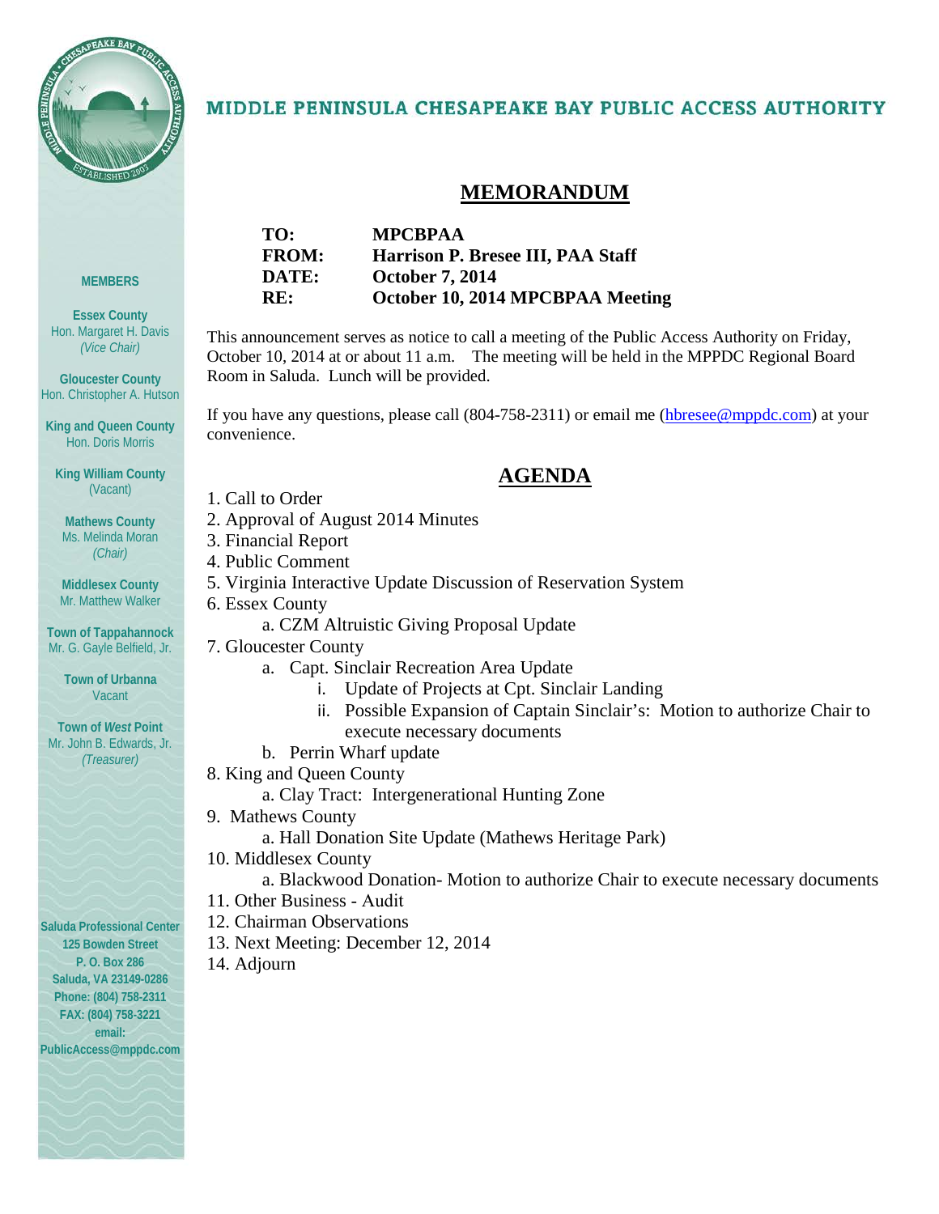# MIDDLE PENINSULA CHESAPEAKE BAY PUBLIC ACCESS AUTHORITY

**MEMBERS**

**Essex County**
Hon. Margaret H. Davis
*(Vice Chair)*

**Gloucester County**
Hon. Christopher A. Hutson

**King and Queen County**
Hon. Doris Morris

**King William County**
(Vacant)

**Mathews County**
Ms. Melinda Moran
*(Chair)*

**Middlesex County**
Mr. Matthew Walker

**Town of Tappahannock**
Mr. G. Gayle Belfield, Jr.

**Town of Urbanna**
Vacant

**Town of *West* Point**
Mr. John B. Edwards, Jr.
*(Treasurer)*

**Saluda Professional Center**
**125 Bowden Street**
**P. O. Box 286**
**Saluda, VA 23149-0286**
**Phone: (804) 758-2311**
**FAX: (804) 758-3221**
**email:**
**PublicAccess@mppdc.com**

## MEMORANDUM

| | |
|---|---|
| **TO:** | **MPCBPAA** |
| **FROM:** | **Harrison P. Bresee III, PAA Staff** |
| **DATE:** | **October 7, 2014** |
| **RE:** | **October 10, 2014 MPCBPAA Meeting** |

This announcement serves as notice to call a meeting of the Public Access Authority on Friday, October 10, 2014 at or about 11 a.m. The meeting will be held in the MPPDC Regional Board Room in Saluda. Lunch will be provided.

If you have any questions, please call (804-758-2311) or email me (hbresee@mppdc.com) at your convenience.

## AGENDA

1. Call to Order
2. Approval of August 2014 Minutes
3. Financial Report
4. Public Comment
5. Virginia Interactive Update Discussion of Reservation System
6. Essex County
   a. CZM Altruistic Giving Proposal Update
7. Gloucester County
   a. Capt. Sinclair Recreation Area Update
      i. Update of Projects at Cpt. Sinclair Landing
      ii. Possible Expansion of Captain Sinclair's: Motion to authorize Chair to execute necessary documents
   b. Perrin Wharf update
8. King and Queen County
   a. Clay Tract: Intergenerational Hunting Zone
9. Mathews County
   a. Hall Donation Site Update (Mathews Heritage Park)
10. Middlesex County
    a. Blackwood Donation- Motion to authorize Chair to execute necessary documents
11. Other Business - Audit
12. Chairman Observations
13. Next Meeting: December 12, 2014
14. Adjourn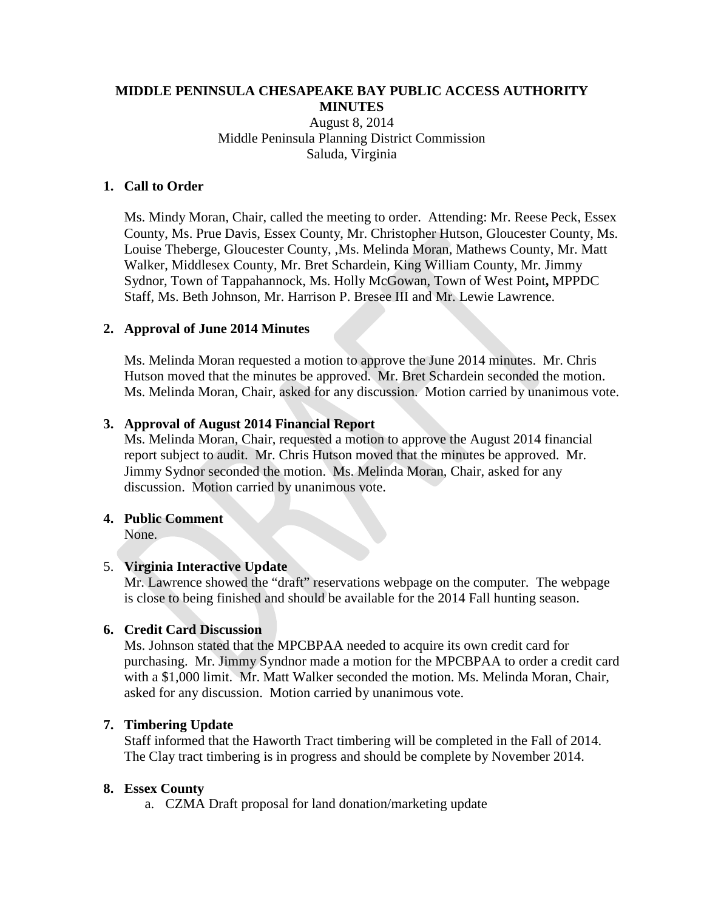**MIDDLE PENINSULA CHESAPEAKE BAY PUBLIC ACCESS AUTHORITY MINUTES**

August 8, 2014
Middle Peninsula Planning District Commission
Saluda, Virginia

**1. Call to Order**

Ms. Mindy Moran, Chair, called the meeting to order. Attending: Mr. Reese Peck, Essex County, Ms. Prue Davis, Essex County, Mr. Christopher Hutson, Gloucester County, Ms. Louise Theberge, Gloucester County, ,Ms. Melinda Moran, Mathews County, Mr. Matt Walker, Middlesex County, Mr. Bret Schardein, King William County, Mr. Jimmy Sydnor, Town of Tappahannock, Ms. Holly McGowan, Town of West Point**,** MPPDC Staff, Ms. Beth Johnson, Mr. Harrison P. Bresee III and Mr. Lewie Lawrence.

**2. Approval of June 2014 Minutes**

Ms. Melinda Moran requested a motion to approve the June 2014 minutes. Mr. Chris Hutson moved that the minutes be approved. Mr. Bret Schardein seconded the motion. Ms. Melinda Moran, Chair, asked for any discussion. Motion carried by unanimous vote.

**3. Approval of August 2014 Financial Report**

Ms. Melinda Moran, Chair, requested a motion to approve the August 2014 financial report subject to audit. Mr. Chris Hutson moved that the minutes be approved. Mr. Jimmy Sydnor seconded the motion. Ms. Melinda Moran, Chair, asked for any discussion. Motion carried by unanimous vote.

**4. Public Comment**

None.

5. **Virginia Interactive Update**

Mr. Lawrence showed the "draft" reservations webpage on the computer. The webpage is close to being finished and should be available for the 2014 Fall hunting season.

**6. Credit Card Discussion**

Ms. Johnson stated that the MPCBPAA needed to acquire its own credit card for purchasing. Mr. Jimmy Syndnor made a motion for the MPCBPAA to order a credit card with a $1,000 limit. Mr. Matt Walker seconded the motion. Ms. Melinda Moran, Chair, asked for any discussion. Motion carried by unanimous vote.

**7. Timbering Update**

Staff informed that the Haworth Tract timbering will be completed in the Fall of 2014. The Clay tract timbering is in progress and should be complete by November 2014.

**8. Essex County**

a. CZMA Draft proposal for land donation/marketing update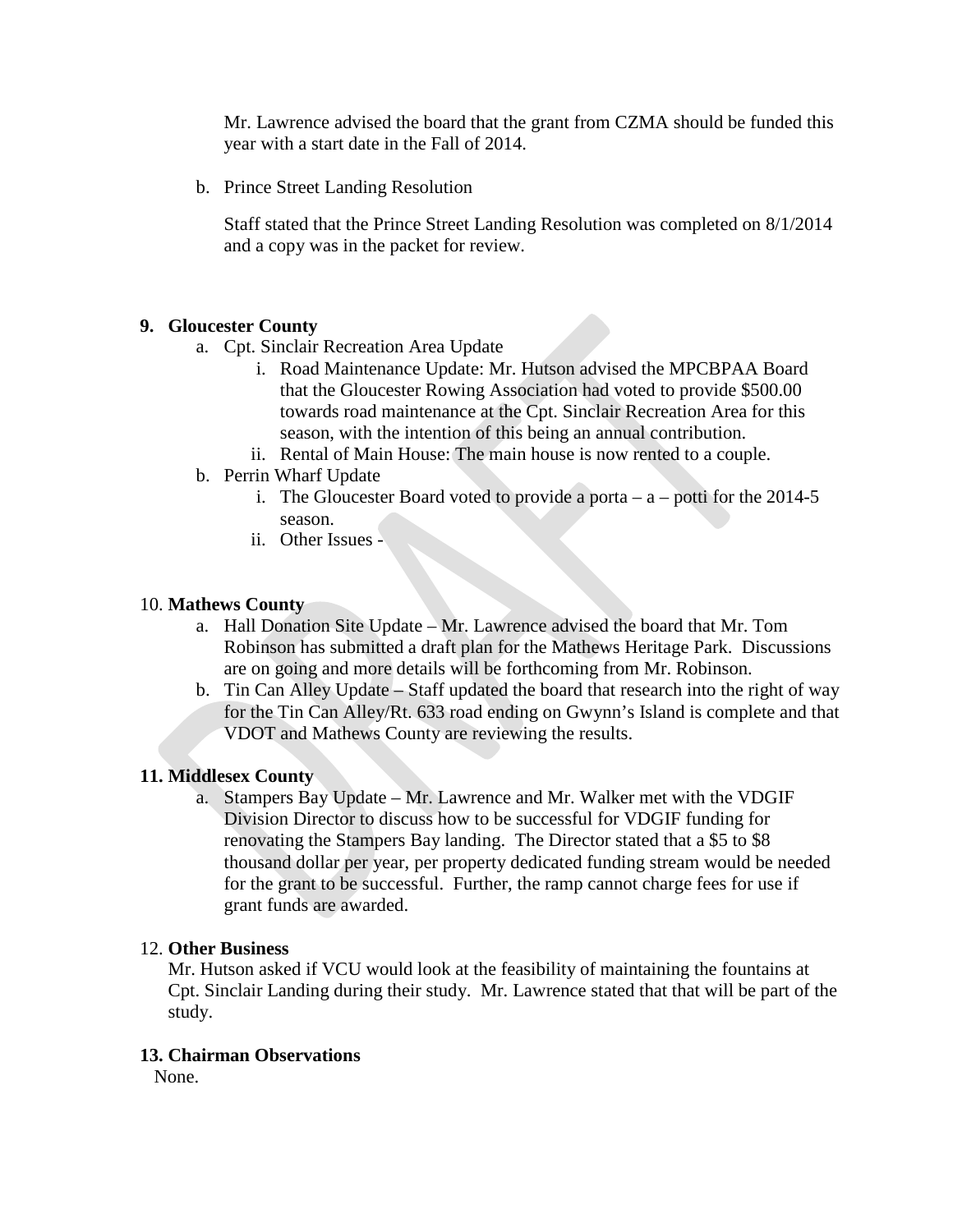Mr. Lawrence advised the board that the grant from CZMA should be funded this year with a start date in the Fall of 2014.

b. Prince Street Landing Resolution

Staff stated that the Prince Street Landing Resolution was completed on 8/1/2014 and a copy was in the packet for review.

**9. Gloucester County**

a. Cpt. Sinclair Recreation Area Update
   i. Road Maintenance Update: Mr. Hutson advised the MPCBPAA Board that the Gloucester Rowing Association had voted to provide $500.00 towards road maintenance at the Cpt. Sinclair Recreation Area for this season, with the intention of this being an annual contribution.
   ii. Rental of Main House: The main house is now rented to a couple.

b. Perrin Wharf Update
   i. The Gloucester Board voted to provide a porta – a – potti for the 2014-5 season.
   ii. Other Issues -

10. **Mathews County**

a. Hall Donation Site Update – Mr. Lawrence advised the board that Mr. Tom Robinson has submitted a draft plan for the Mathews Heritage Park. Discussions are on going and more details will be forthcoming from Mr. Robinson.

b. Tin Can Alley Update – Staff updated the board that research into the right of way for the Tin Can Alley/Rt. 633 road ending on Gwynn's Island is complete and that VDOT and Mathews County are reviewing the results.

**11. Middlesex County**

a. Stampers Bay Update – Mr. Lawrence and Mr. Walker met with the VDGIF Division Director to discuss how to be successful for VDGIF funding for renovating the Stampers Bay landing. The Director stated that a $5 to $8 thousand dollar per year, per property dedicated funding stream would be needed for the grant to be successful. Further, the ramp cannot charge fees for use if grant funds are awarded.

12. **Other Business**

Mr. Hutson asked if VCU would look at the feasibility of maintaining the fountains at Cpt. Sinclair Landing during their study. Mr. Lawrence stated that that will be part of the study.

**13. Chairman Observations**

None.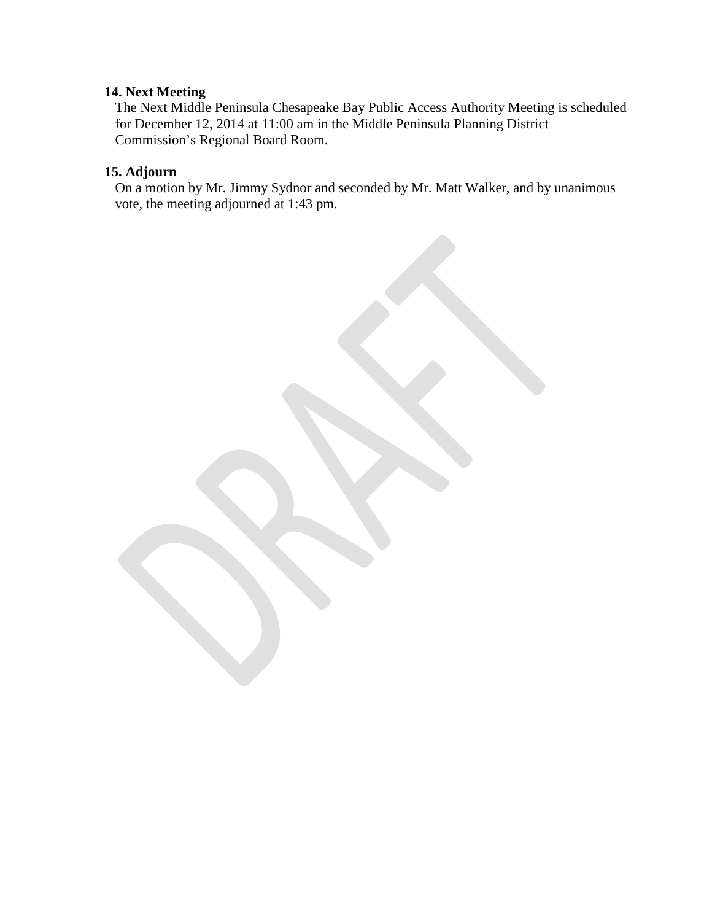**14. Next Meeting**

The Next Middle Peninsula Chesapeake Bay Public Access Authority Meeting is scheduled for December 12, 2014 at 11:00 am in the Middle Peninsula Planning District Commission's Regional Board Room.

**15. Adjourn**

On a motion by Mr. Jimmy Sydnor and seconded by Mr. Matt Walker, and by unanimous vote, the meeting adjourned at 1:43 pm.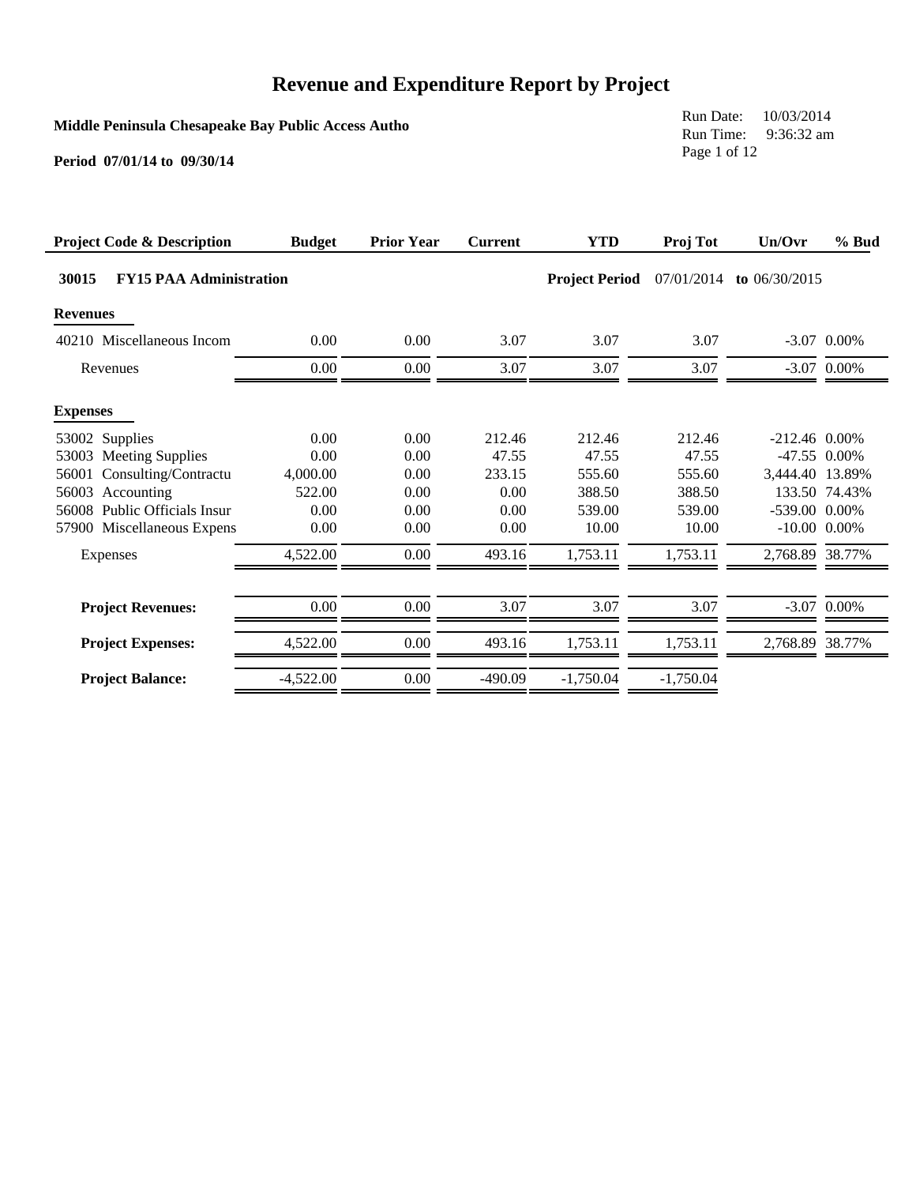# Revenue and Expenditure Report by Project

**Middle Peninsula Chesapeake Bay Public Access Autho**

**Period 07/01/14 to 09/30/14**

Run Date: 10/03/2014
Run Time: 9:36:32 am

| Project Code & Description | Budget | Prior Year | Current | YTD | Proj Tot | Un/Ovr | % Bud |
|---|---|---|---|---|---|---|---|
| **30015 FY15 PAA Administration** | | | | **Project Period** | 07/01/2014 | **to** 06/30/2015 | |
| **Revenues** | | | | | | | |
| 40210 Miscellaneous Incom | 0.00 | 0.00 | 3.07 | 3.07 | 3.07 | -3.07 | 0.00% |
| Revenues | 0.00 | 0.00 | 3.07 | 3.07 | 3.07 | -3.07 | 0.00% |
| **Expenses** | | | | | | | |
| 53002 Supplies | 0.00 | 0.00 | 212.46 | 212.46 | 212.46 | -212.46 | 0.00% |
| 53003 Meeting Supplies | 0.00 | 0.00 | 47.55 | 47.55 | 47.55 | -47.55 | 0.00% |
| 56001 Consulting/Contractu | 4,000.00 | 0.00 | 233.15 | 555.60 | 555.60 | 3,444.40 | 13.89% |
| 56003 Accounting | 522.00 | 0.00 | 0.00 | 388.50 | 388.50 | 133.50 | 74.43% |
| 56008 Public Officials Insur | 0.00 | 0.00 | 0.00 | 539.00 | 539.00 | -539.00 | 0.00% |
| 57900 Miscellaneous Expens | 0.00 | 0.00 | 0.00 | 10.00 | 10.00 | -10.00 | 0.00% |
| Expenses | 4,522.00 | 0.00 | 493.16 | 1,753.11 | 1,753.11 | 2,768.89 | 38.77% |
| **Project Revenues:** | 0.00 | 0.00 | 3.07 | 3.07 | 3.07 | -3.07 | 0.00% |
| **Project Expenses:** | 4,522.00 | 0.00 | 493.16 | 1,753.11 | 1,753.11 | 2,768.89 | 38.77% |
| **Project Balance:** | -4,522.00 | 0.00 | -490.09 | -1,750.04 | -1,750.04 | | |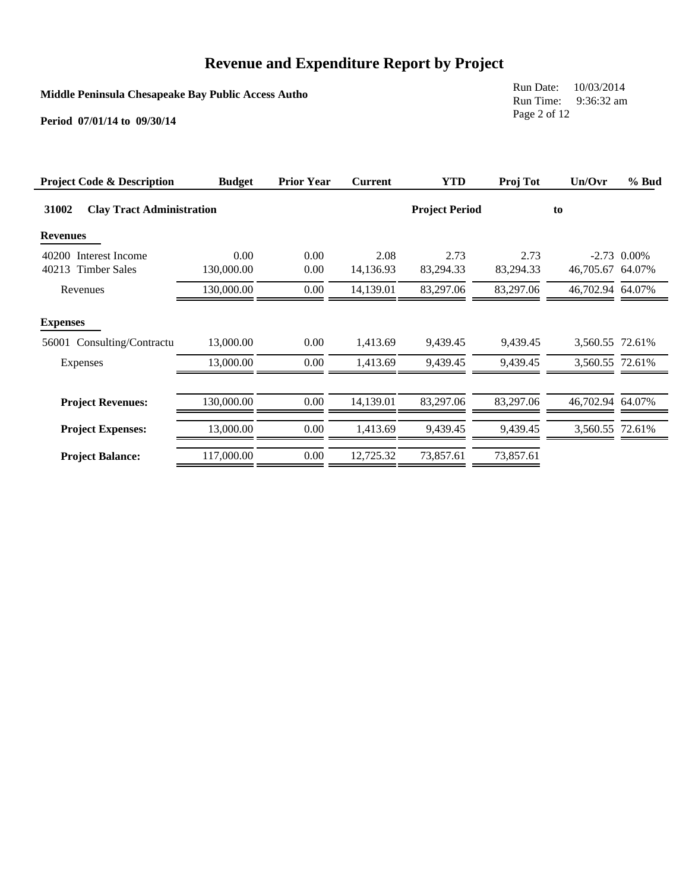# Revenue and Expenditure Report by Project

**Middle Peninsula Chesapeake Bay Public Access Autho**

**Period 07/01/14 to 09/30/14**

Run Date: 10/03/2014
Run Time: 9:36:32 am

| Project Code & Description | Budget | Prior Year | Current | YTD | Proj Tot | Un/Ovr | % Bud |
|---|---|---|---|---|---|---|---|
| **31002 Clay Tract Administration** | | | | **Project Period** | | **to** | |
| **Revenues** | | | | | | | |
| 40200 Interest Income | 0.00 | 0.00 | 2.08 | 2.73 | 2.73 | -2.73 | 0.00% |
| 40213 Timber Sales | 130,000.00 | 0.00 | 14,136.93 | 83,294.33 | 83,294.33 | 46,705.67 | 64.07% |
| Revenues | 130,000.00 | 0.00 | 14,139.01 | 83,297.06 | 83,297.06 | 46,702.94 | 64.07% |
| **Expenses** | | | | | | | |
| 56001 Consulting/Contractu | 13,000.00 | 0.00 | 1,413.69 | 9,439.45 | 9,439.45 | 3,560.55 | 72.61% |
| Expenses | 13,000.00 | 0.00 | 1,413.69 | 9,439.45 | 9,439.45 | 3,560.55 | 72.61% |
| **Project Revenues:** | 130,000.00 | 0.00 | 14,139.01 | 83,297.06 | 83,297.06 | 46,702.94 | 64.07% |
| **Project Expenses:** | 13,000.00 | 0.00 | 1,413.69 | 9,439.45 | 9,439.45 | 3,560.55 | 72.61% |
| **Project Balance:** | 117,000.00 | 0.00 | 12,725.32 | 73,857.61 | 73,857.61 | | |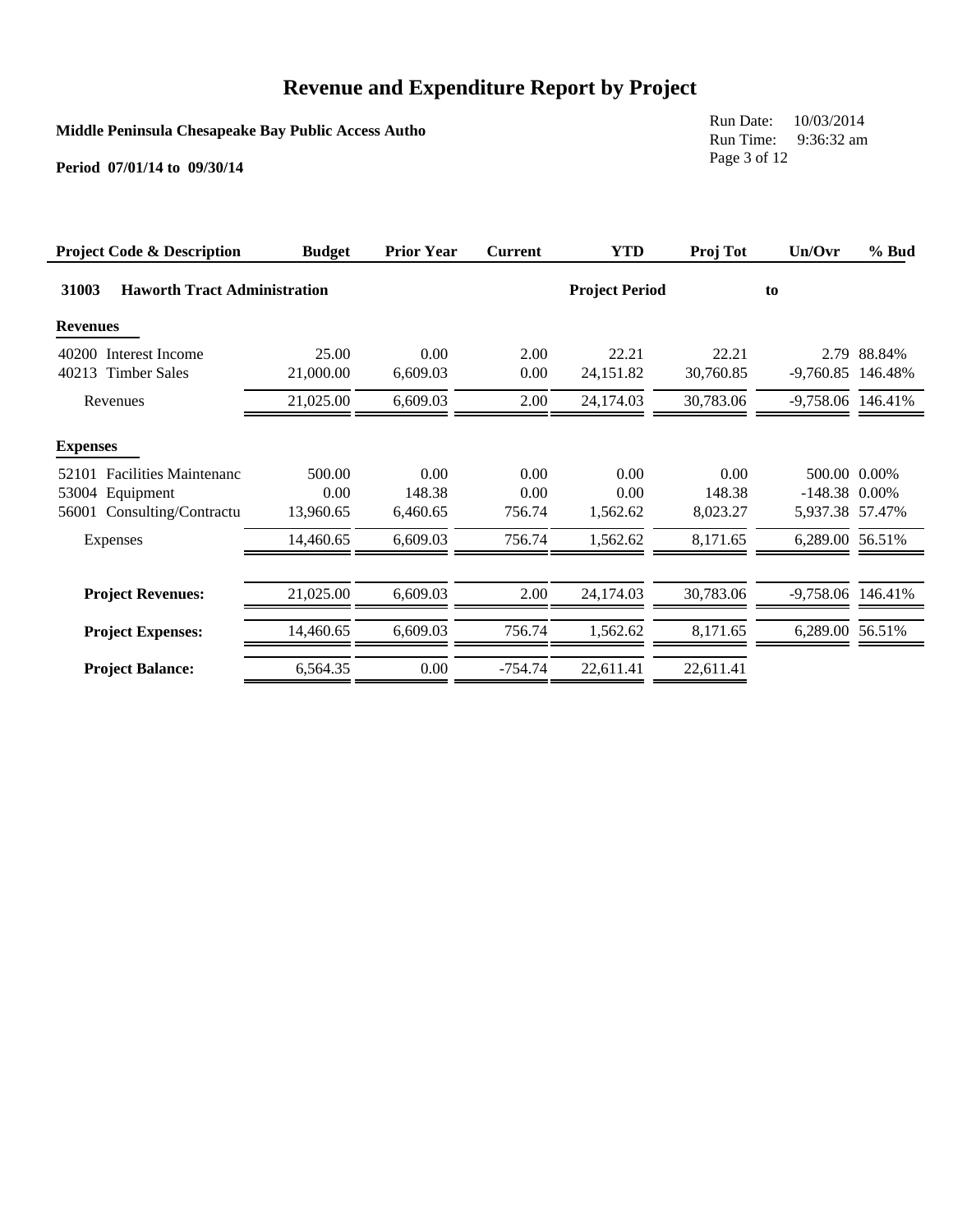# Revenue and Expenditure Report by Project

**Middle Peninsula Chesapeake Bay Public Access Autho**

**Period 07/01/14 to 09/30/14**

Run Date: 10/03/2014
Run Time: 9:36:32 am

| Project Code & Description | Budget | Prior Year | Current | YTD | Proj Tot | Un/Ovr | % Bud |
|---|---|---|---|---|---|---|---|
| **31003 Haworth Tract Administration** | | | | **Project Period** | | **to** | |
| **Revenues** | | | | | | | |
| 40200 Interest Income | 25.00 | 0.00 | 2.00 | 22.21 | 22.21 | 2.79 | 88.84% |
| 40213 Timber Sales | 21,000.00 | 6,609.03 | 0.00 | 24,151.82 | 30,760.85 | -9,760.85 | 146.48% |
| Revenues | 21,025.00 | 6,609.03 | 2.00 | 24,174.03 | 30,783.06 | -9,758.06 | 146.41% |
| **Expenses** | | | | | | | |
| 52101 Facilities Maintenanc | 500.00 | 0.00 | 0.00 | 0.00 | 0.00 | 500.00 | 0.00% |
| 53004 Equipment | 0.00 | 148.38 | 0.00 | 0.00 | 148.38 | -148.38 | 0.00% |
| 56001 Consulting/Contractu | 13,960.65 | 6,460.65 | 756.74 | 1,562.62 | 8,023.27 | 5,937.38 | 57.47% |
| Expenses | 14,460.65 | 6,609.03 | 756.74 | 1,562.62 | 8,171.65 | 6,289.00 | 56.51% |
| **Project Revenues:** | 21,025.00 | 6,609.03 | 2.00 | 24,174.03 | 30,783.06 | -9,758.06 | 146.41% |
| **Project Expenses:** | 14,460.65 | 6,609.03 | 756.74 | 1,562.62 | 8,171.65 | 6,289.00 | 56.51% |
| **Project Balance:** | 6,564.35 | 0.00 | -754.74 | 22,611.41 | 22,611.41 | | |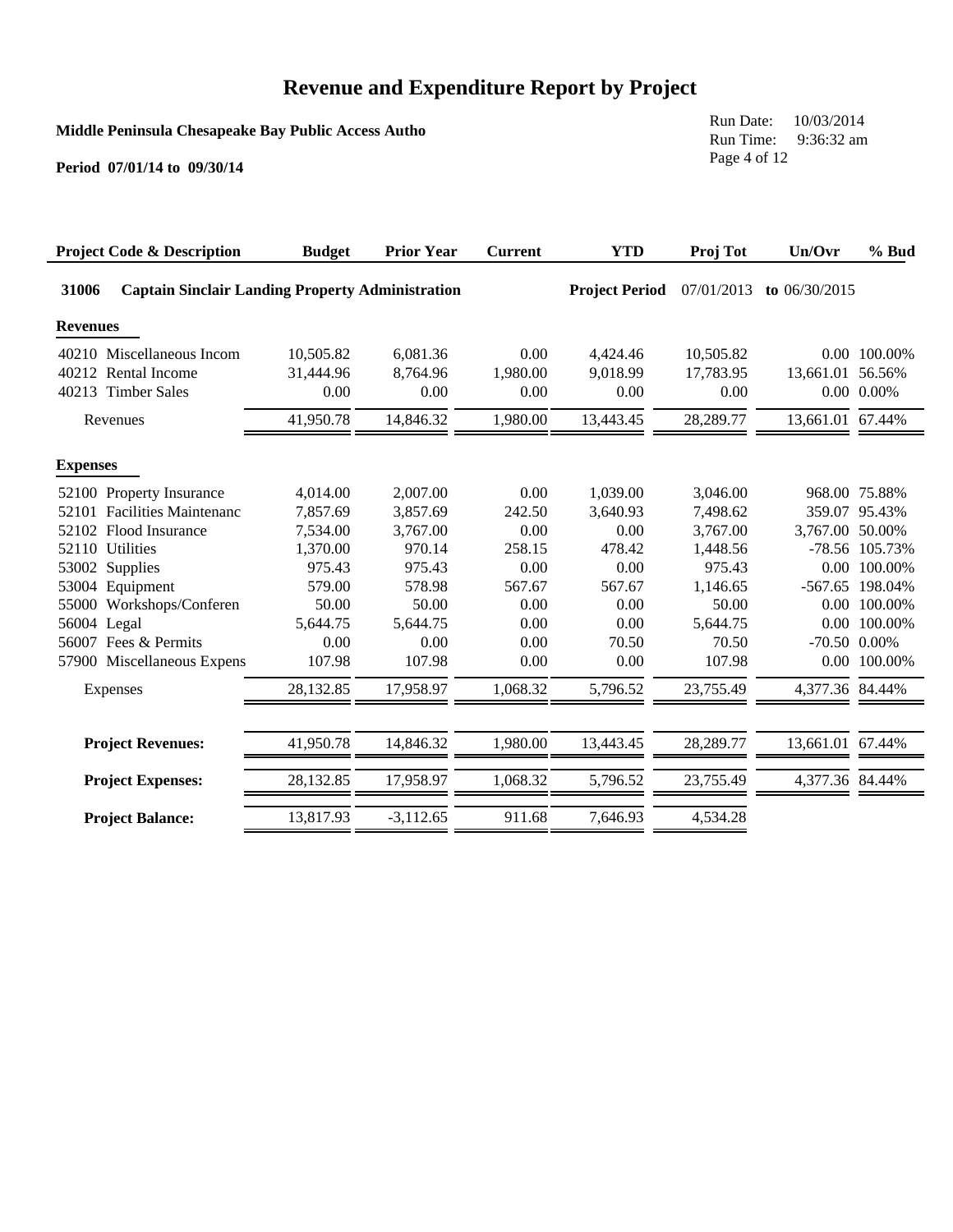# Revenue and Expenditure Report by Project

**Middle Peninsula Chesapeake Bay Public Access Autho**

**Period 07/01/14 to 09/30/14**

Run Date: 10/03/2014
Run Time: 9:36:32 am

| Project Code & Description | Budget | Prior Year | Current | YTD | Proj Tot | Un/Ovr | % Bud |
|---|---|---|---|---|---|---|---|
| **31006 Captain Sinclair Landing Property Administration** | | | | **Project Period** | 07/01/2013 | **to** 06/30/2015 | |
| **Revenues** | | | | | | | |
| 40210 Miscellaneous Incom | 10,505.82 | 6,081.36 | 0.00 | 4,424.46 | 10,505.82 | 0.00 | 100.00% |
| 40212 Rental Income | 31,444.96 | 8,764.96 | 1,980.00 | 9,018.99 | 17,783.95 | 13,661.01 | 56.56% |
| 40213 Timber Sales | 0.00 | 0.00 | 0.00 | 0.00 | 0.00 | 0.00 | 0.00% |
| Revenues | 41,950.78 | 14,846.32 | 1,980.00 | 13,443.45 | 28,289.77 | 13,661.01 | 67.44% |
| **Expenses** | | | | | | | |
| 52100 Property Insurance | 4,014.00 | 2,007.00 | 0.00 | 1,039.00 | 3,046.00 | 968.00 | 75.88% |
| 52101 Facilities Maintenanc | 7,857.69 | 3,857.69 | 242.50 | 3,640.93 | 7,498.62 | 359.07 | 95.43% |
| 52102 Flood Insurance | 7,534.00 | 3,767.00 | 0.00 | 0.00 | 3,767.00 | 3,767.00 | 50.00% |
| 52110 Utilities | 1,370.00 | 970.14 | 258.15 | 478.42 | 1,448.56 | -78.56 | 105.73% |
| 53002 Supplies | 975.43 | 975.43 | 0.00 | 0.00 | 975.43 | 0.00 | 100.00% |
| 53004 Equipment | 579.00 | 578.98 | 567.67 | 567.67 | 1,146.65 | -567.65 | 198.04% |
| 55000 Workshops/Conferen | 50.00 | 50.00 | 0.00 | 0.00 | 50.00 | 0.00 | 100.00% |
| 56004 Legal | 5,644.75 | 5,644.75 | 0.00 | 0.00 | 5,644.75 | 0.00 | 100.00% |
| 56007 Fees & Permits | 0.00 | 0.00 | 0.00 | 70.50 | 70.50 | -70.50 | 0.00% |
| 57900 Miscellaneous Expens | 107.98 | 107.98 | 0.00 | 0.00 | 107.98 | 0.00 | 100.00% |
| Expenses | 28,132.85 | 17,958.97 | 1,068.32 | 5,796.52 | 23,755.49 | 4,377.36 | 84.44% |
| **Project Revenues:** | 41,950.78 | 14,846.32 | 1,980.00 | 13,443.45 | 28,289.77 | 13,661.01 | 67.44% |
| **Project Expenses:** | 28,132.85 | 17,958.97 | 1,068.32 | 5,796.52 | 23,755.49 | 4,377.36 | 84.44% |
| **Project Balance:** | 13,817.93 | -3,112.65 | 911.68 | 7,646.93 | 4,534.28 | | |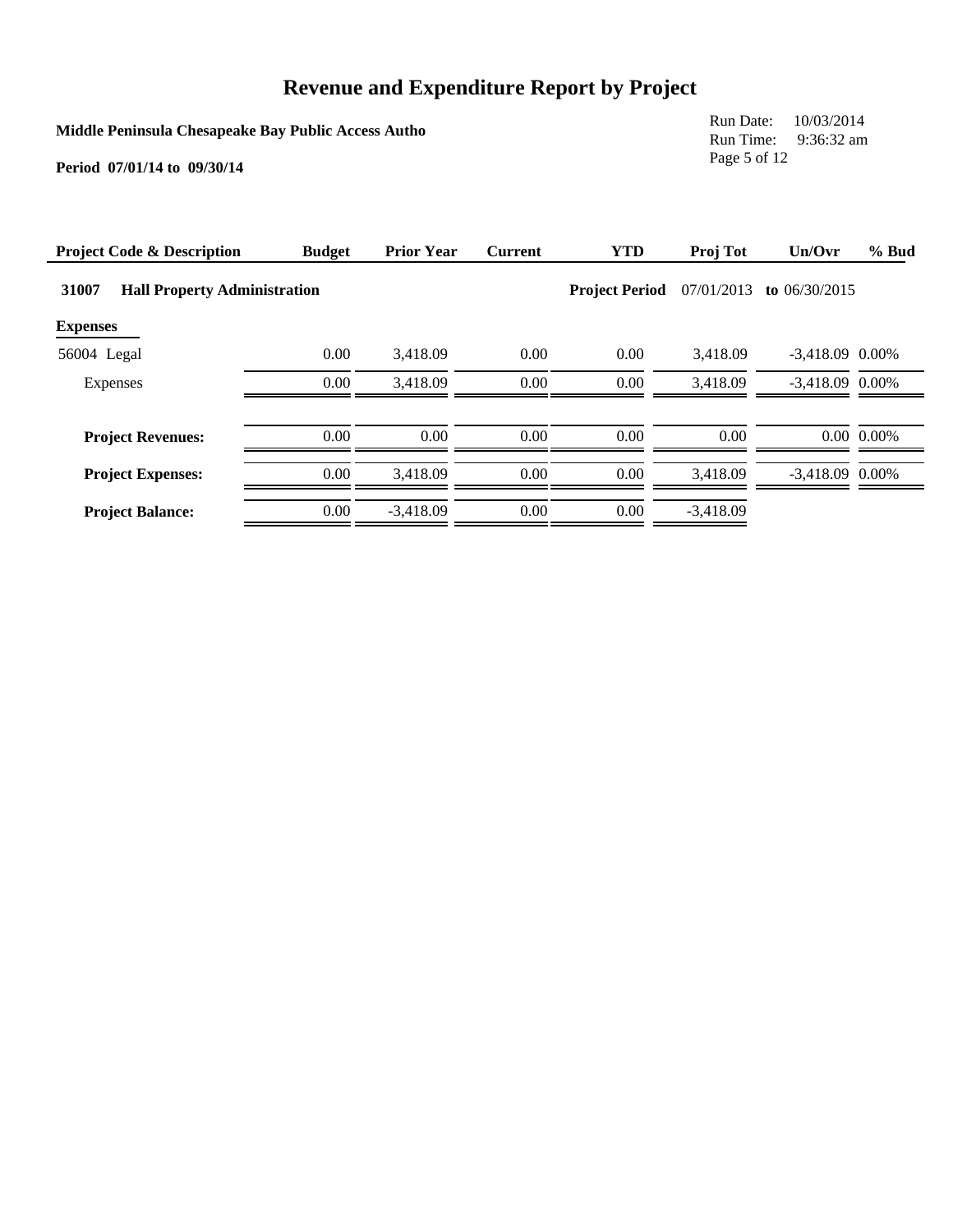# Revenue and Expenditure Report by Project

**Middle Peninsula Chesapeake Bay Public Access Autho**

**Period 07/01/14 to 09/30/14**

Run Date: 10/03/2014
Run Time: 9:36:32 am

| Project Code & Description | Budget | Prior Year | Current | YTD | Proj Tot | Un/Ovr | % Bud |
|---|---|---|---|---|---|---|---|
| **31007 Hall Property Administration** | | | | **Project Period** | 07/01/2013 | **to** 06/30/2015 | |
| **Expenses** | | | | | | | |
| 56004 Legal | 0.00 | 3,418.09 | 0.00 | 0.00 | 3,418.09 | -3,418.09 | 0.00% |
| Expenses | 0.00 | 3,418.09 | 0.00 | 0.00 | 3,418.09 | -3,418.09 | 0.00% |
| **Project Revenues:** | 0.00 | 0.00 | 0.00 | 0.00 | 0.00 | 0.00 | 0.00% |
| **Project Expenses:** | 0.00 | 3,418.09 | 0.00 | 0.00 | 3,418.09 | -3,418.09 | 0.00% |
| **Project Balance:** | 0.00 | -3,418.09 | 0.00 | 0.00 | -3,418.09 | | |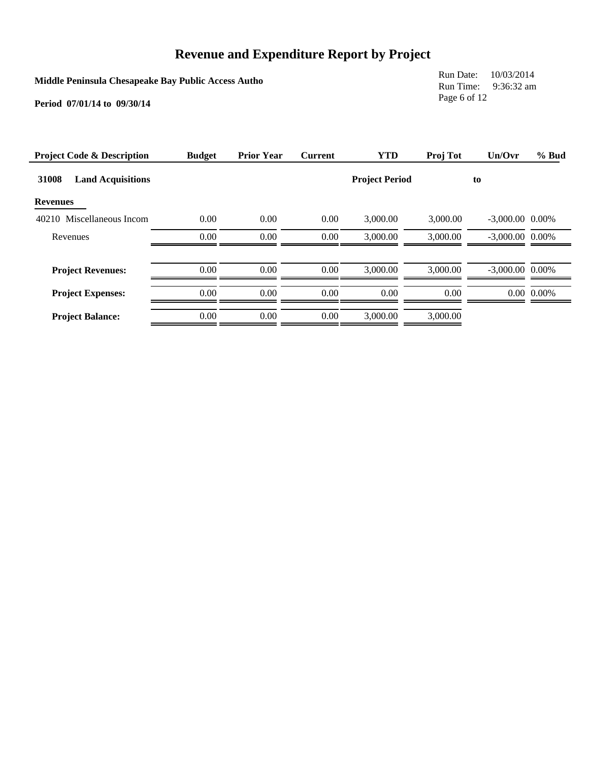# Revenue and Expenditure Report by Project

**Middle Peninsula Chesapeake Bay Public Access Autho**

**Period 07/01/14 to 09/30/14**

Run Date: 10/03/2014
Run Time: 9:36:32 am

| Project Code & Description | Budget | Prior Year | Current | YTD | Proj Tot | Un/Ovr | % Bud |
|---|---|---|---|---|---|---|---|
| **31008 Land Acquisitions** | | | | **Project Period** | | **to** | |
| **Revenues** | | | | | | | |
| 40210 Miscellaneous Incom | 0.00 | 0.00 | 0.00 | 3,000.00 | 3,000.00 | -3,000.00 | 0.00% |
| Revenues | 0.00 | 0.00 | 0.00 | 3,000.00 | 3,000.00 | -3,000.00 | 0.00% |
| **Project Revenues:** | 0.00 | 0.00 | 0.00 | 3,000.00 | 3,000.00 | -3,000.00 | 0.00% |
| **Project Expenses:** | 0.00 | 0.00 | 0.00 | 0.00 | 0.00 | 0.00 | 0.00% |
| **Project Balance:** | 0.00 | 0.00 | 0.00 | 3,000.00 | 3,000.00 | | |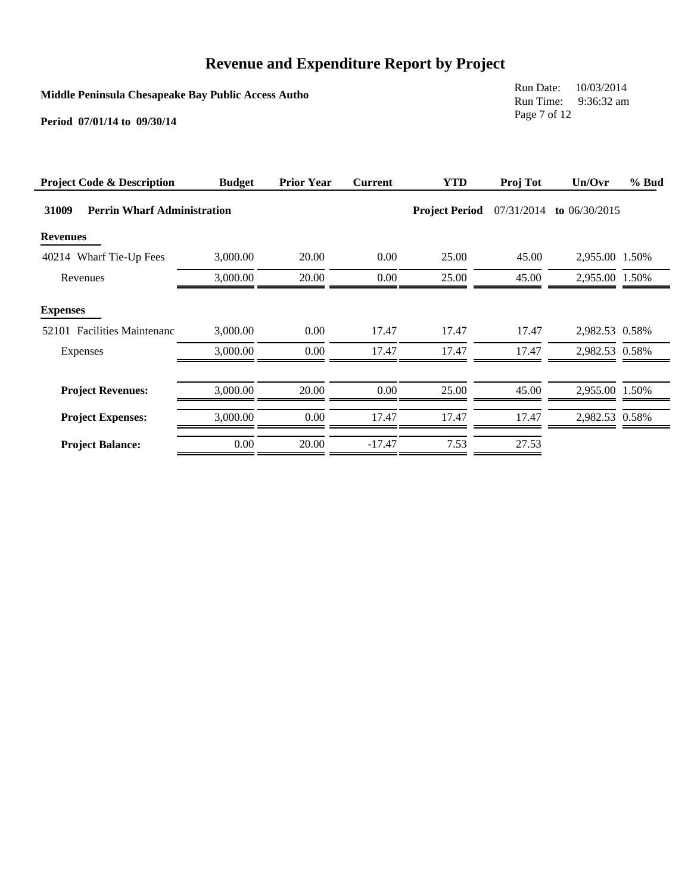# Revenue and Expenditure Report by Project

**Middle Peninsula Chesapeake Bay Public Access Autho**

**Period 07/01/14 to 09/30/14**

Run Date: 10/03/2014
Run Time: 9:36:32 am

| Project Code & Description | Budget | Prior Year | Current | YTD | Proj Tot | Un/Ovr | % Bud |
|---|---|---|---|---|---|---|---|
| **31009 Perrin Wharf Administration** | | | | **Project Period** | 07/31/2014 | **to** 06/30/2015 | |
| **Revenues** | | | | | | | |
| 40214 Wharf Tie-Up Fees | 3,000.00 | 20.00 | 0.00 | 25.00 | 45.00 | 2,955.00 | 1.50% |
| Revenues | 3,000.00 | 20.00 | 0.00 | 25.00 | 45.00 | 2,955.00 | 1.50% |
| **Expenses** | | | | | | | |
| 52101 Facilities Maintenanc | 3,000.00 | 0.00 | 17.47 | 17.47 | 17.47 | 2,982.53 | 0.58% |
| Expenses | 3,000.00 | 0.00 | 17.47 | 17.47 | 17.47 | 2,982.53 | 0.58% |
| **Project Revenues:** | 3,000.00 | 20.00 | 0.00 | 25.00 | 45.00 | 2,955.00 | 1.50% |
| **Project Expenses:** | 3,000.00 | 0.00 | 17.47 | 17.47 | 17.47 | 2,982.53 | 0.58% |
| **Project Balance:** | 0.00 | 20.00 | -17.47 | 7.53 | 27.53 | | |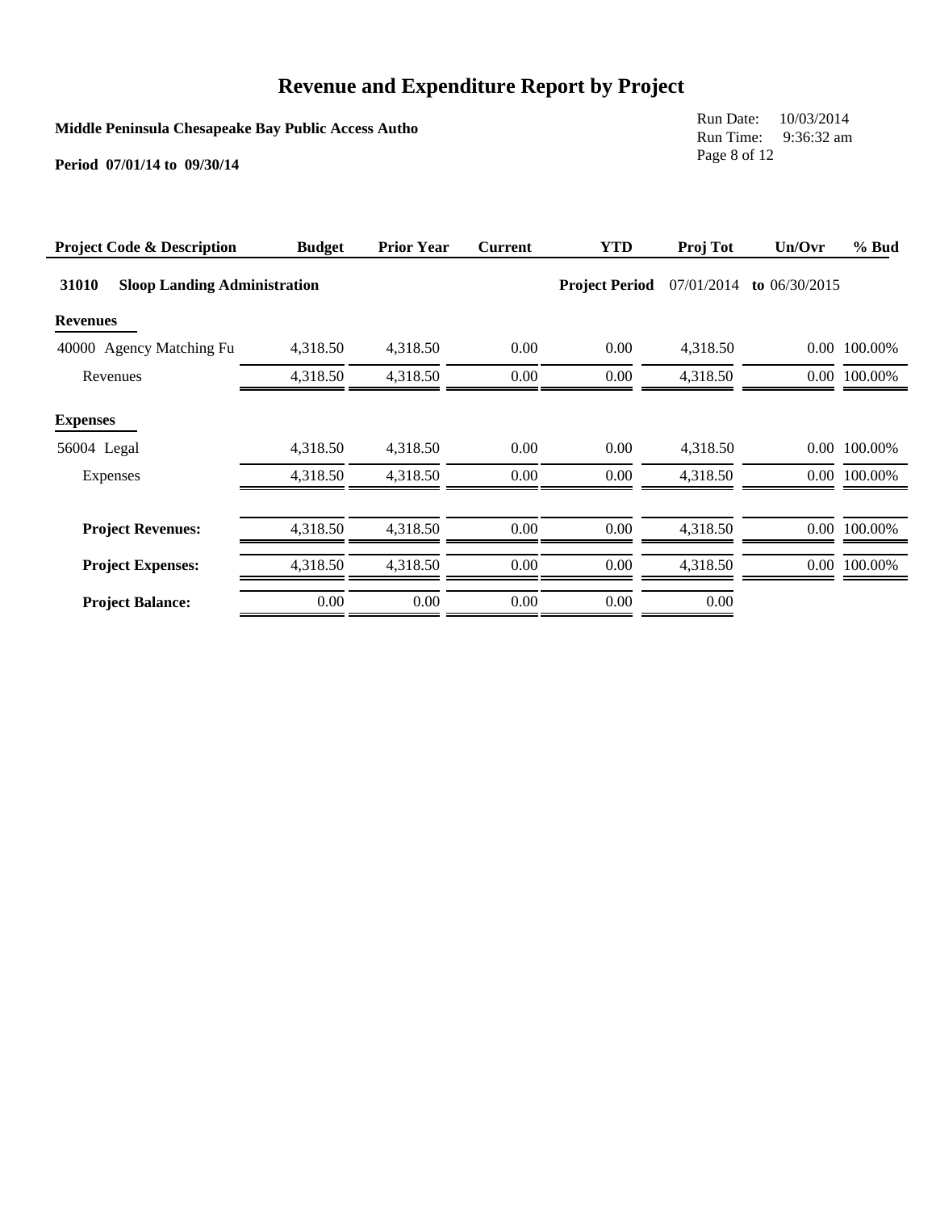# Revenue and Expenditure Report by Project

**Middle Peninsula Chesapeake Bay Public Access Autho**

**Period 07/01/14 to 09/30/14**

Run Date: 10/03/2014
Run Time: 9:36:32 am

| Project Code & Description | Budget | Prior Year | Current | YTD | Proj Tot | Un/Ovr | % Bud |
|---|---|---|---|---|---|---|---|
| **31010 Sloop Landing Administration** | | | | **Project Period** | 07/01/2014 | **to** 06/30/2015 | |
| **Revenues** | | | | | | | |
| 40000 Agency Matching Fu | 4,318.50 | 4,318.50 | 0.00 | 0.00 | 4,318.50 | 0.00 | 100.00% |
| Revenues | 4,318.50 | 4,318.50 | 0.00 | 0.00 | 4,318.50 | 0.00 | 100.00% |
| **Expenses** | | | | | | | |
| 56004 Legal | 4,318.50 | 4,318.50 | 0.00 | 0.00 | 4,318.50 | 0.00 | 100.00% |
| Expenses | 4,318.50 | 4,318.50 | 0.00 | 0.00 | 4,318.50 | 0.00 | 100.00% |
| **Project Revenues:** | 4,318.50 | 4,318.50 | 0.00 | 0.00 | 4,318.50 | 0.00 | 100.00% |
| **Project Expenses:** | 4,318.50 | 4,318.50 | 0.00 | 0.00 | 4,318.50 | 0.00 | 100.00% |
| **Project Balance:** | 0.00 | 0.00 | 0.00 | 0.00 | 0.00 | | |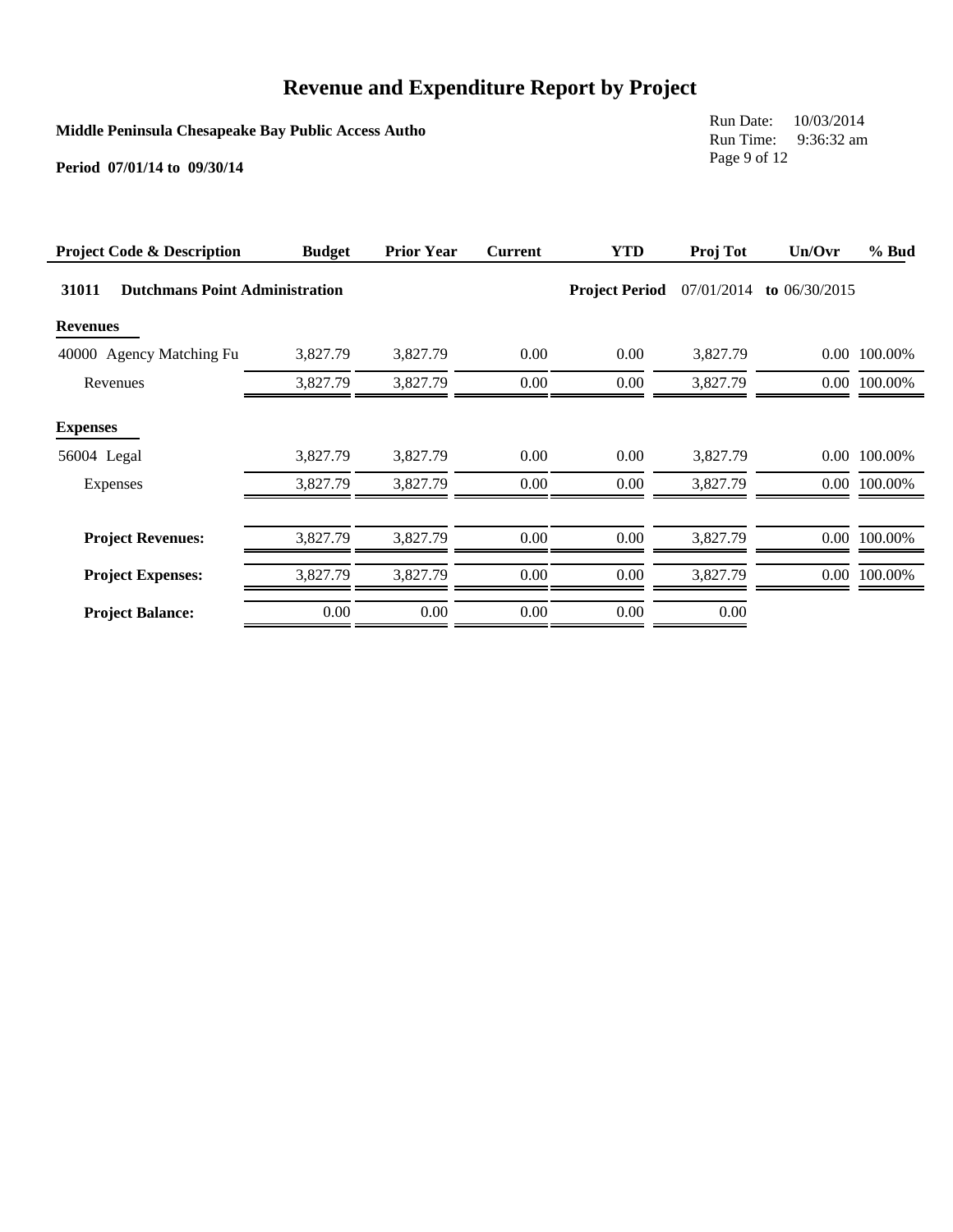# Revenue and Expenditure Report by Project

**Middle Peninsula Chesapeake Bay Public Access Autho**

**Period 07/01/14 to 09/30/14**

Run Date: 10/03/2014
Run Time: 9:36:32 am

| Project Code & Description | Budget | Prior Year | Current | YTD | Proj Tot | Un/Ovr | % Bud |
|---|---|---|---|---|---|---|---|
| **31011 Dutchmans Point Administration** | | | | **Project Period** | 07/01/2014 | **to** 06/30/2015 | |
| **Revenues** | | | | | | | |
| 40000 Agency Matching Fu | 3,827.79 | 3,827.79 | 0.00 | 0.00 | 3,827.79 | 0.00 | 100.00% |
| Revenues | 3,827.79 | 3,827.79 | 0.00 | 0.00 | 3,827.79 | 0.00 | 100.00% |
| **Expenses** | | | | | | | |
| 56004 Legal | 3,827.79 | 3,827.79 | 0.00 | 0.00 | 3,827.79 | 0.00 | 100.00% |
| Expenses | 3,827.79 | 3,827.79 | 0.00 | 0.00 | 3,827.79 | 0.00 | 100.00% |
| **Project Revenues:** | 3,827.79 | 3,827.79 | 0.00 | 0.00 | 3,827.79 | 0.00 | 100.00% |
| **Project Expenses:** | 3,827.79 | 3,827.79 | 0.00 | 0.00 | 3,827.79 | 0.00 | 100.00% |
| **Project Balance:** | 0.00 | 0.00 | 0.00 | 0.00 | 0.00 | | |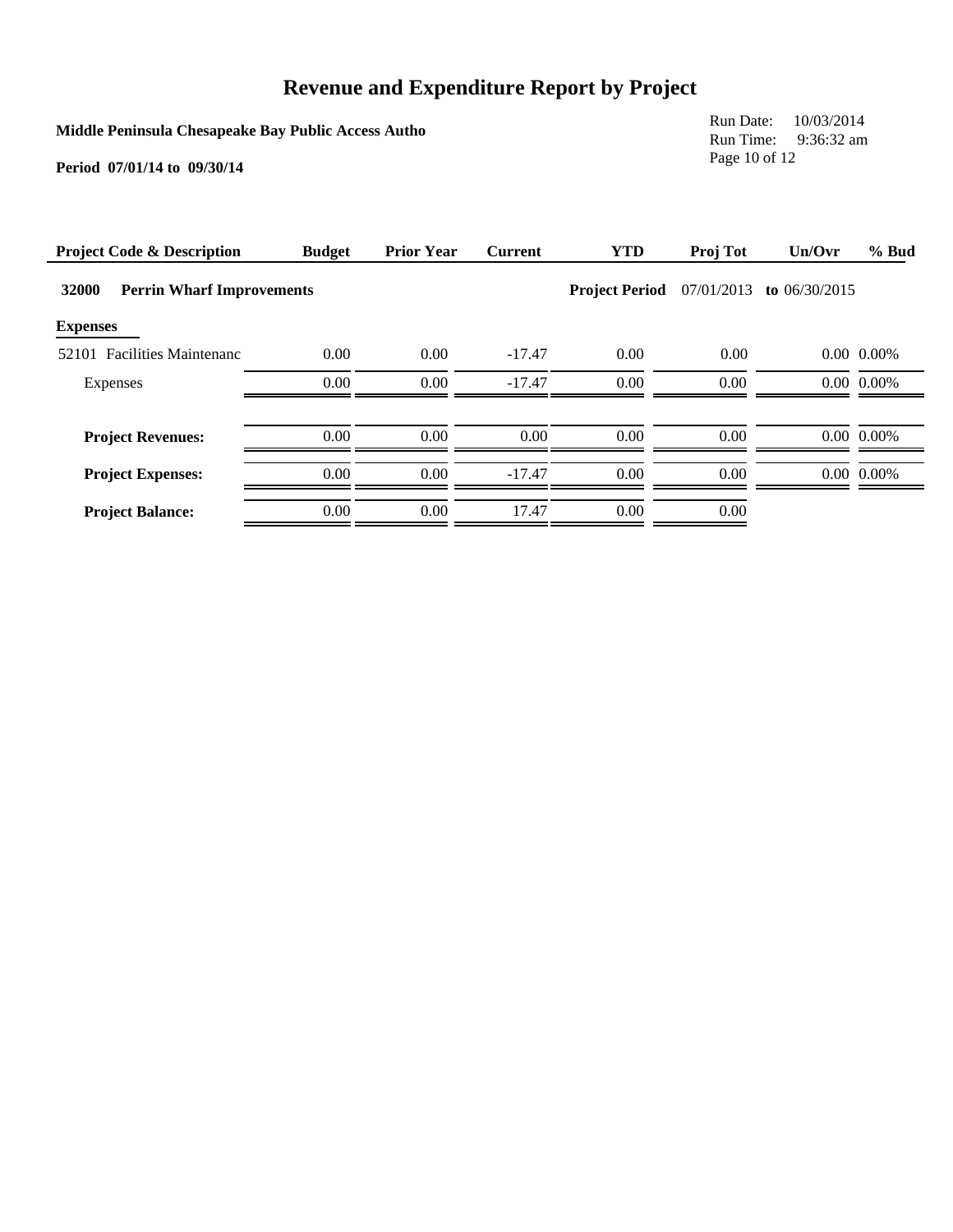# Revenue and Expenditure Report by Project

**Middle Peninsula Chesapeake Bay Public Access Autho**

**Period 07/01/14 to 09/30/14**

Run Date: 10/03/2014
Run Time: 9:36:32 am

| Project Code & Description | Budget | Prior Year | Current | YTD | Proj Tot | Un/Ovr | % Bud |
|---|---|---|---|---|---|---|---|
| **32000 Perrin Wharf Improvements** | | | | **Project Period** 07/01/2013 | **to** 06/30/2015 | | |
| **Expenses** | | | | | | | |
| 52101 Facilities Maintenanc | 0.00 | 0.00 | -17.47 | 0.00 | 0.00 | 0.00 | 0.00% |
| Expenses | 0.00 | 0.00 | -17.47 | 0.00 | 0.00 | 0.00 | 0.00% |
| **Project Revenues:** | 0.00 | 0.00 | 0.00 | 0.00 | 0.00 | 0.00 | 0.00% |
| **Project Expenses:** | 0.00 | 0.00 | -17.47 | 0.00 | 0.00 | 0.00 | 0.00% |
| **Project Balance:** | 0.00 | 0.00 | 17.47 | 0.00 | 0.00 | | |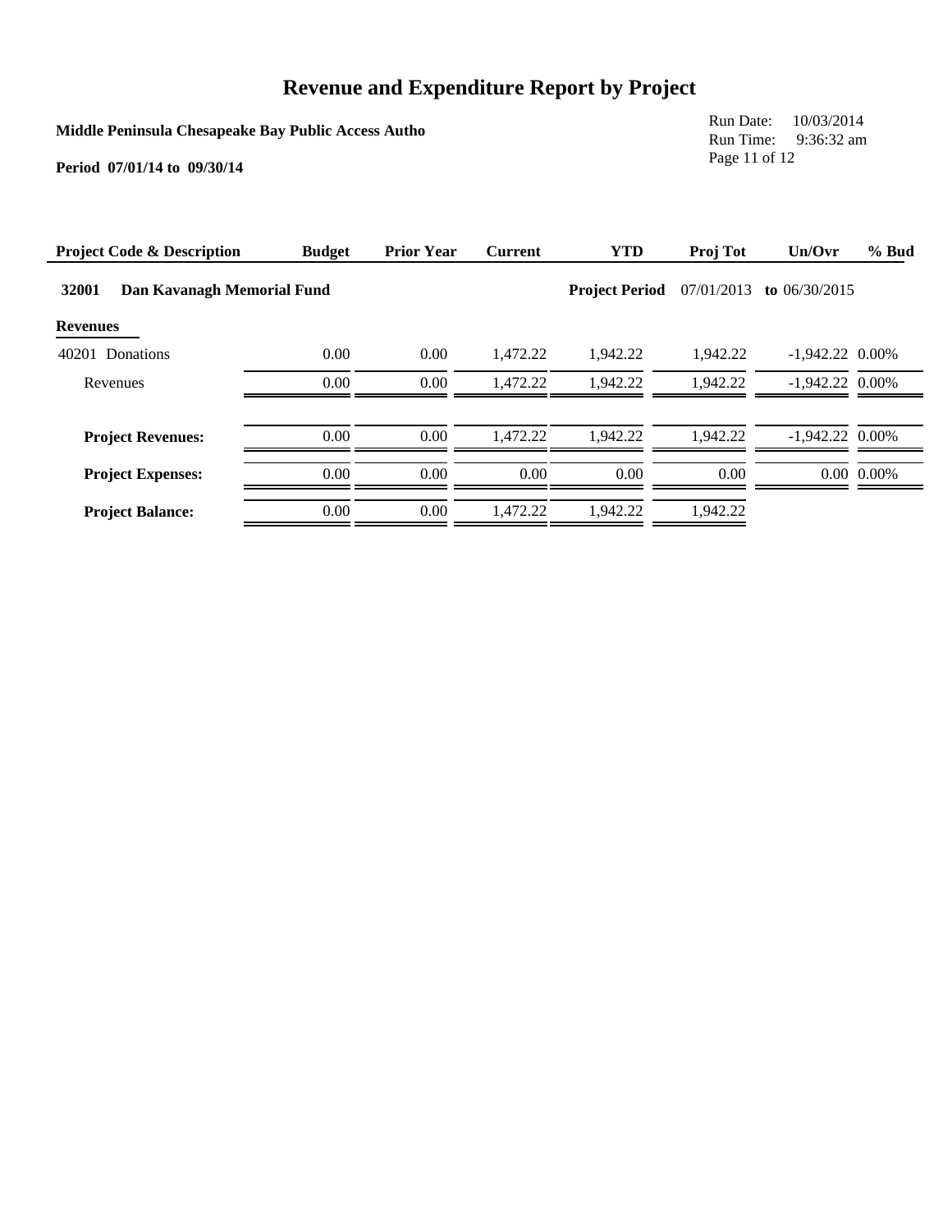# Revenue and Expenditure Report by Project

**Middle Peninsula Chesapeake Bay Public Access Autho**

**Period 07/01/14 to 09/30/14**

Run Date: 10/03/2014
Run Time: 9:36:32 am

| Project Code & Description | Budget | Prior Year | Current | YTD | Proj Tot | Un/Ovr | % Bud |
|---|---|---|---|---|---|---|---|
| **32001 Dan Kavanagh Memorial Fund** | | | | **Project Period** | 07/01/2013 | **to** 06/30/2015 | |
| **Revenues** | | | | | | | |
| 40201 Donations | 0.00 | 0.00 | 1,472.22 | 1,942.22 | 1,942.22 | -1,942.22 | 0.00% |
| Revenues | 0.00 | 0.00 | 1,472.22 | 1,942.22 | 1,942.22 | -1,942.22 | 0.00% |
| **Project Revenues:** | 0.00 | 0.00 | 1,472.22 | 1,942.22 | 1,942.22 | -1,942.22 | 0.00% |
| **Project Expenses:** | 0.00 | 0.00 | 0.00 | 0.00 | 0.00 | 0.00 | 0.00% |
| **Project Balance:** | 0.00 | 0.00 | 1,472.22 | 1,942.22 | 1,942.22 | | |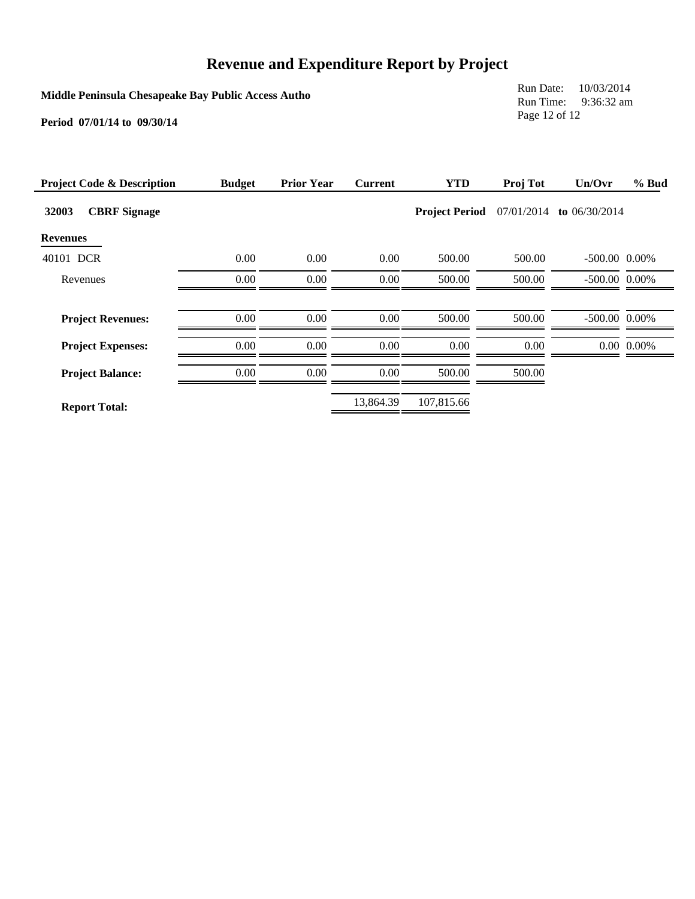# Revenue and Expenditure Report by Project

**Middle Peninsula Chesapeake Bay Public Access Autho**

**Period 07/01/14 to 09/30/14**

Run Date: 10/03/2014
Run Time: 9:36:32 am

| Project Code & Description | Budget | Prior Year | Current | YTD | Proj Tot | Un/Ovr | % Bud |
|---|---|---|---|---|---|---|---|
| **32003 CBRF Signage** | | | | **Project Period** | 07/01/2014 | **to** 06/30/2014 | |
| **Revenues** | | | | | | | |
| 40101 DCR | 0.00 | 0.00 | 0.00 | 500.00 | 500.00 | -500.00 | 0.00% |
| Revenues | 0.00 | 0.00 | 0.00 | 500.00 | 500.00 | -500.00 | 0.00% |
| **Project Revenues:** | 0.00 | 0.00 | 0.00 | 500.00 | 500.00 | -500.00 | 0.00% |
| **Project Expenses:** | 0.00 | 0.00 | 0.00 | 0.00 | 0.00 | 0.00 | 0.00% |
| **Project Balance:** | 0.00 | 0.00 | 0.00 | 500.00 | 500.00 | | |
| **Report Total:** | | | 13,864.39 | 107,815.66 | | | |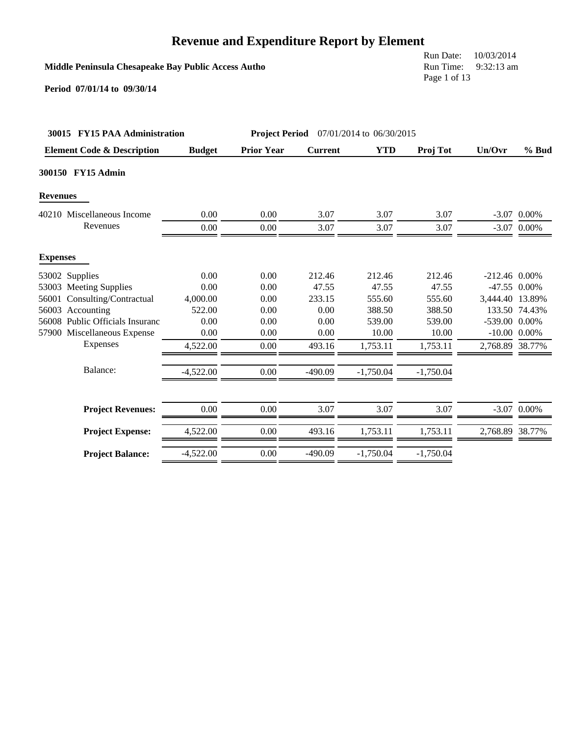# Revenue and Expenditure Report by Element

**Middle Peninsula Chesapeake Bay Public Access Autho**

Run Date: 10/03/2014
Run Time: 9:32:13 am

**Period 07/01/14 to 09/30/14**

**30015 FY15 PAA Administration** **Project Period** 07/01/2014 to 06/30/2015

| Element Code & Description | Budget | Prior Year | Current | YTD | Proj Tot | Un/Ovr | % Bud |
|---|---|---|---|---|---|---|---|
| **300150 FY15 Admin** | | | | | | | |
| **Revenues** | | | | | | | |
| 40210 Miscellaneous Income | 0.00 | 0.00 | 3.07 | 3.07 | 3.07 | -3.07 | 0.00% |
| Revenues | 0.00 | 0.00 | 3.07 | 3.07 | 3.07 | -3.07 | 0.00% |
| **Expenses** | | | | | | | |
| 53002 Supplies | 0.00 | 0.00 | 212.46 | 212.46 | 212.46 | -212.46 | 0.00% |
| 53003 Meeting Supplies | 0.00 | 0.00 | 47.55 | 47.55 | 47.55 | -47.55 | 0.00% |
| 56001 Consulting/Contractual | 4,000.00 | 0.00 | 233.15 | 555.60 | 555.60 | 3,444.40 | 13.89% |
| 56003 Accounting | 522.00 | 0.00 | 0.00 | 388.50 | 388.50 | 133.50 | 74.43% |
| 56008 Public Officials Insuranc | 0.00 | 0.00 | 0.00 | 539.00 | 539.00 | -539.00 | 0.00% |
| 57900 Miscellaneous Expense | 0.00 | 0.00 | 0.00 | 10.00 | 10.00 | -10.00 | 0.00% |
| Expenses | 4,522.00 | 0.00 | 493.16 | 1,753.11 | 1,753.11 | 2,768.89 | 38.77% |
| Balance: | -4,522.00 | 0.00 | -490.09 | -1,750.04 | -1,750.04 | | |
| **Project Revenues:** | 0.00 | 0.00 | 3.07 | 3.07 | 3.07 | -3.07 | 0.00% |
| **Project Expense:** | 4,522.00 | 0.00 | 493.16 | 1,753.11 | 1,753.11 | 2,768.89 | 38.77% |
| **Project Balance:** | -4,522.00 | 0.00 | -490.09 | -1,750.04 | -1,750.04 | | |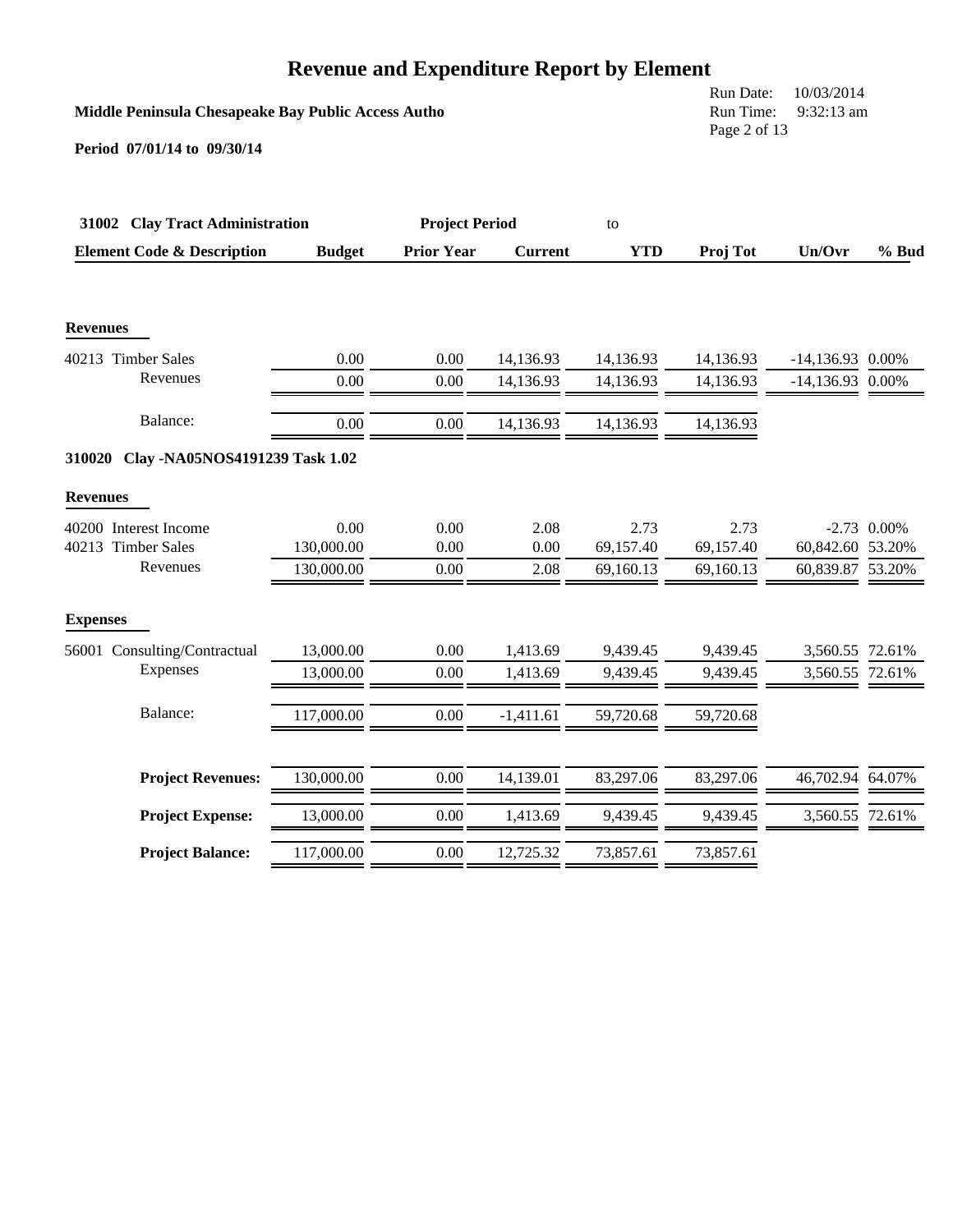# Revenue and Expenditure Report by Element

**Middle Peninsula Chesapeake Bay Public Access Autho**

Run Date: 10/03/2014
Run Time: 9:32:13 am

**Period 07/01/14 to 09/30/14**

| **31002 Clay Tract Administration** | | **Project Period** | | to | | | |
|---|---|---|---|---|---|---|---|
| **Element Code & Description** | **Budget** | **Prior Year** | **Current** | **YTD** | **Proj Tot** | **Un/Ovr** | **% Bud** |
| **Revenues** | | | | | | | |
| 40213 Timber Sales | 0.00 | 0.00 | 14,136.93 | 14,136.93 | 14,136.93 | -14,136.93 | 0.00% |
| Revenues | 0.00 | 0.00 | 14,136.93 | 14,136.93 | 14,136.93 | -14,136.93 | 0.00% |
| Balance: | 0.00 | 0.00 | 14,136.93 | 14,136.93 | 14,136.93 | | |
| **310020 Clay -NA05NOS4191239 Task 1.02** | | | | | | | |
| **Revenues** | | | | | | | |
| 40200 Interest Income | 0.00 | 0.00 | 2.08 | 2.73 | 2.73 | -2.73 | 0.00% |
| 40213 Timber Sales | 130,000.00 | 0.00 | 0.00 | 69,157.40 | 69,157.40 | 60,842.60 | 53.20% |
| Revenues | 130,000.00 | 0.00 | 2.08 | 69,160.13 | 69,160.13 | 60,839.87 | 53.20% |
| **Expenses** | | | | | | | |
| 56001 Consulting/Contractual | 13,000.00 | 0.00 | 1,413.69 | 9,439.45 | 9,439.45 | 3,560.55 | 72.61% |
| Expenses | 13,000.00 | 0.00 | 1,413.69 | 9,439.45 | 9,439.45 | 3,560.55 | 72.61% |
| Balance: | 117,000.00 | 0.00 | -1,411.61 | 59,720.68 | 59,720.68 | | |
| **Project Revenues:** | 130,000.00 | 0.00 | 14,139.01 | 83,297.06 | 83,297.06 | 46,702.94 | 64.07% |
| **Project Expense:** | 13,000.00 | 0.00 | 1,413.69 | 9,439.45 | 9,439.45 | 3,560.55 | 72.61% |
| **Project Balance:** | 117,000.00 | 0.00 | 12,725.32 | 73,857.61 | 73,857.61 | | |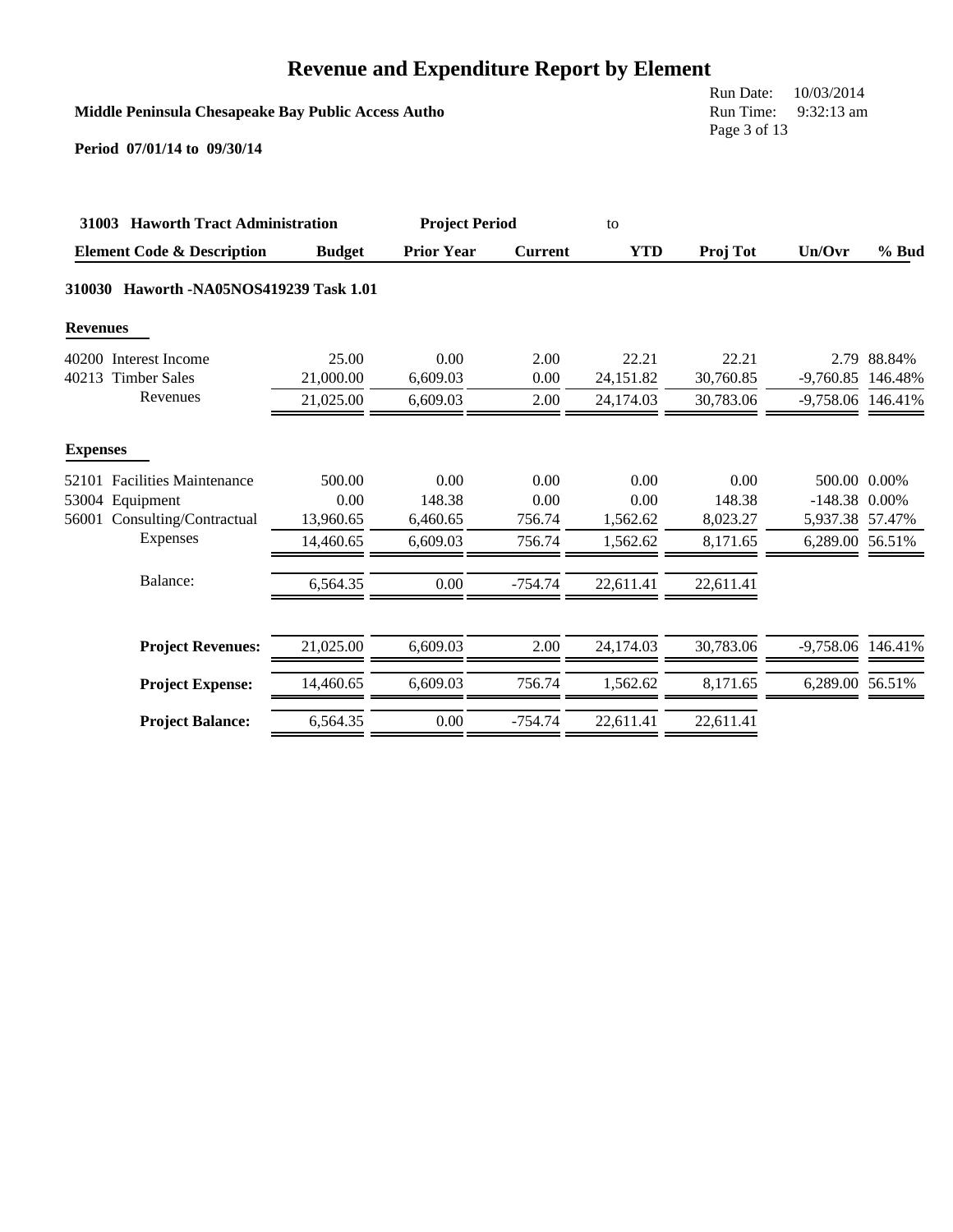# Revenue and Expenditure Report by Element

**Middle Peninsula Chesapeake Bay Public Access Autho**

Run Date: 10/03/2014
Run Time: 9:32:13 am

**Period 07/01/14 to 09/30/14**

| **31003 Haworth Tract Administration** | | **Project Period** | | to | | | |
|---|---|---|---|---|---|---|---|
| **Element Code & Description** | **Budget** | **Prior Year** | **Current** | **YTD** | **Proj Tot** | **Un/Ovr** | **% Bud** |
| **310030 Haworth -NA05NOS419239 Task 1.01** | | | | | | | |
| **Revenues** | | | | | | | |
| 40200 Interest Income | 25.00 | 0.00 | 2.00 | 22.21 | 22.21 | 2.79 | 88.84% |
| 40213 Timber Sales | 21,000.00 | 6,609.03 | 0.00 | 24,151.82 | 30,760.85 | -9,760.85 | 146.48% |
| Revenues | 21,025.00 | 6,609.03 | 2.00 | 24,174.03 | 30,783.06 | -9,758.06 | 146.41% |
| **Expenses** | | | | | | | |
| 52101 Facilities Maintenance | 500.00 | 0.00 | 0.00 | 0.00 | 0.00 | 500.00 | 0.00% |
| 53004 Equipment | 0.00 | 148.38 | 0.00 | 0.00 | 148.38 | -148.38 | 0.00% |
| 56001 Consulting/Contractual | 13,960.65 | 6,460.65 | 756.74 | 1,562.62 | 8,023.27 | 5,937.38 | 57.47% |
| Expenses | 14,460.65 | 6,609.03 | 756.74 | 1,562.62 | 8,171.65 | 6,289.00 | 56.51% |
| Balance: | 6,564.35 | 0.00 | -754.74 | 22,611.41 | 22,611.41 | | |
| **Project Revenues:** | 21,025.00 | 6,609.03 | 2.00 | 24,174.03 | 30,783.06 | -9,758.06 | 146.41% |
| **Project Expense:** | 14,460.65 | 6,609.03 | 756.74 | 1,562.62 | 8,171.65 | 6,289.00 | 56.51% |
| **Project Balance:** | 6,564.35 | 0.00 | -754.74 | 22,611.41 | 22,611.41 | | |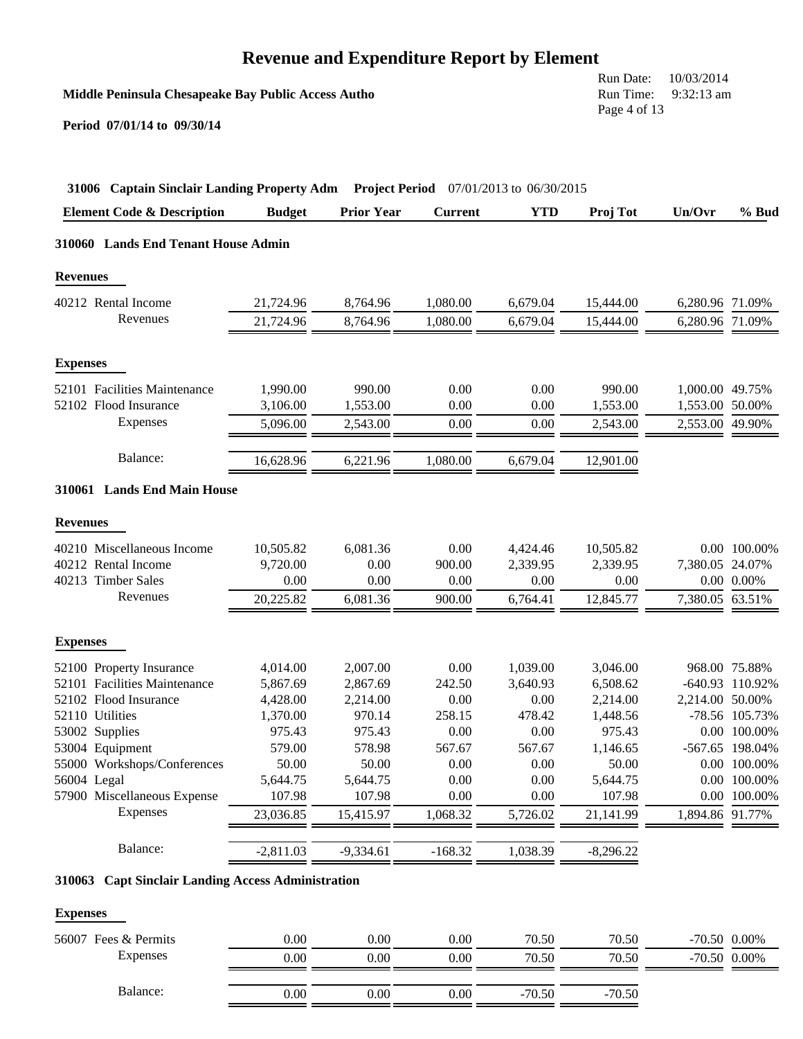# Revenue and Expenditure Report by Element

**Middle Peninsula Chesapeake Bay Public Access Autho**

Run Date: 10/03/2014
Run Time: 9:32:13 am

**Period 07/01/14 to 09/30/14**

**31006 Captain Sinclair Landing Property Adm** **Project Period** 07/01/2013 to 06/30/2015

| Element Code & Description | Budget | Prior Year | Current | YTD | Proj Tot | Un/Ovr | % Bud |
|---|---|---|---|---|---|---|---|
| **310060 Lands End Tenant House Admin** | | | | | | | |
| **Revenues** | | | | | | | |
| 40212 Rental Income | 21,724.96 | 8,764.96 | 1,080.00 | 6,679.04 | 15,444.00 | 6,280.96 | 71.09% |
| Revenues | 21,724.96 | 8,764.96 | 1,080.00 | 6,679.04 | 15,444.00 | 6,280.96 | 71.09% |
| **Expenses** | | | | | | | |
| 52101 Facilities Maintenance | 1,990.00 | 990.00 | 0.00 | 0.00 | 990.00 | 1,000.00 | 49.75% |
| 52102 Flood Insurance | 3,106.00 | 1,553.00 | 0.00 | 0.00 | 1,553.00 | 1,553.00 | 50.00% |
| Expenses | 5,096.00 | 2,543.00 | 0.00 | 0.00 | 2,543.00 | 2,553.00 | 49.90% |
| Balance: | 16,628.96 | 6,221.96 | 1,080.00 | 6,679.04 | 12,901.00 | | |
| **310061 Lands End Main House** | | | | | | | |
| **Revenues** | | | | | | | |
| 40210 Miscellaneous Income | 10,505.82 | 6,081.36 | 0.00 | 4,424.46 | 10,505.82 | 0.00 | 100.00% |
| 40212 Rental Income | 9,720.00 | 0.00 | 900.00 | 2,339.95 | 2,339.95 | 7,380.05 | 24.07% |
| 40213 Timber Sales | 0.00 | 0.00 | 0.00 | 0.00 | 0.00 | 0.00 | 0.00% |
| Revenues | 20,225.82 | 6,081.36 | 900.00 | 6,764.41 | 12,845.77 | 7,380.05 | 63.51% |
| **Expenses** | | | | | | | |
| 52100 Property Insurance | 4,014.00 | 2,007.00 | 0.00 | 1,039.00 | 3,046.00 | 968.00 | 75.88% |
| 52101 Facilities Maintenance | 5,867.69 | 2,867.69 | 242.50 | 3,640.93 | 6,508.62 | -640.93 | 110.92% |
| 52102 Flood Insurance | 4,428.00 | 2,214.00 | 0.00 | 0.00 | 2,214.00 | 2,214.00 | 50.00% |
| 52110 Utilities | 1,370.00 | 970.14 | 258.15 | 478.42 | 1,448.56 | -78.56 | 105.73% |
| 53002 Supplies | 975.43 | 975.43 | 0.00 | 0.00 | 975.43 | 0.00 | 100.00% |
| 53004 Equipment | 579.00 | 578.98 | 567.67 | 567.67 | 1,146.65 | -567.65 | 198.04% |
| 55000 Workshops/Conferences | 50.00 | 50.00 | 0.00 | 0.00 | 50.00 | 0.00 | 100.00% |
| 56004 Legal | 5,644.75 | 5,644.75 | 0.00 | 0.00 | 5,644.75 | 0.00 | 100.00% |
| 57900 Miscellaneous Expense | 107.98 | 107.98 | 0.00 | 0.00 | 107.98 | 0.00 | 100.00% |
| Expenses | 23,036.85 | 15,415.97 | 1,068.32 | 5,726.02 | 21,141.99 | 1,894.86 | 91.77% |
| Balance: | -2,811.03 | -9,334.61 | -168.32 | 1,038.39 | -8,296.22 | | |
| **310063 Capt Sinclair Landing Access Administration** | | | | | | | |
| **Expenses** | | | | | | | |
| 56007 Fees & Permits | 0.00 | 0.00 | 0.00 | 70.50 | 70.50 | -70.50 | 0.00% |
| Expenses | 0.00 | 0.00 | 0.00 | 70.50 | 70.50 | -70.50 | 0.00% |
| Balance: | 0.00 | 0.00 | 0.00 | -70.50 | -70.50 | | |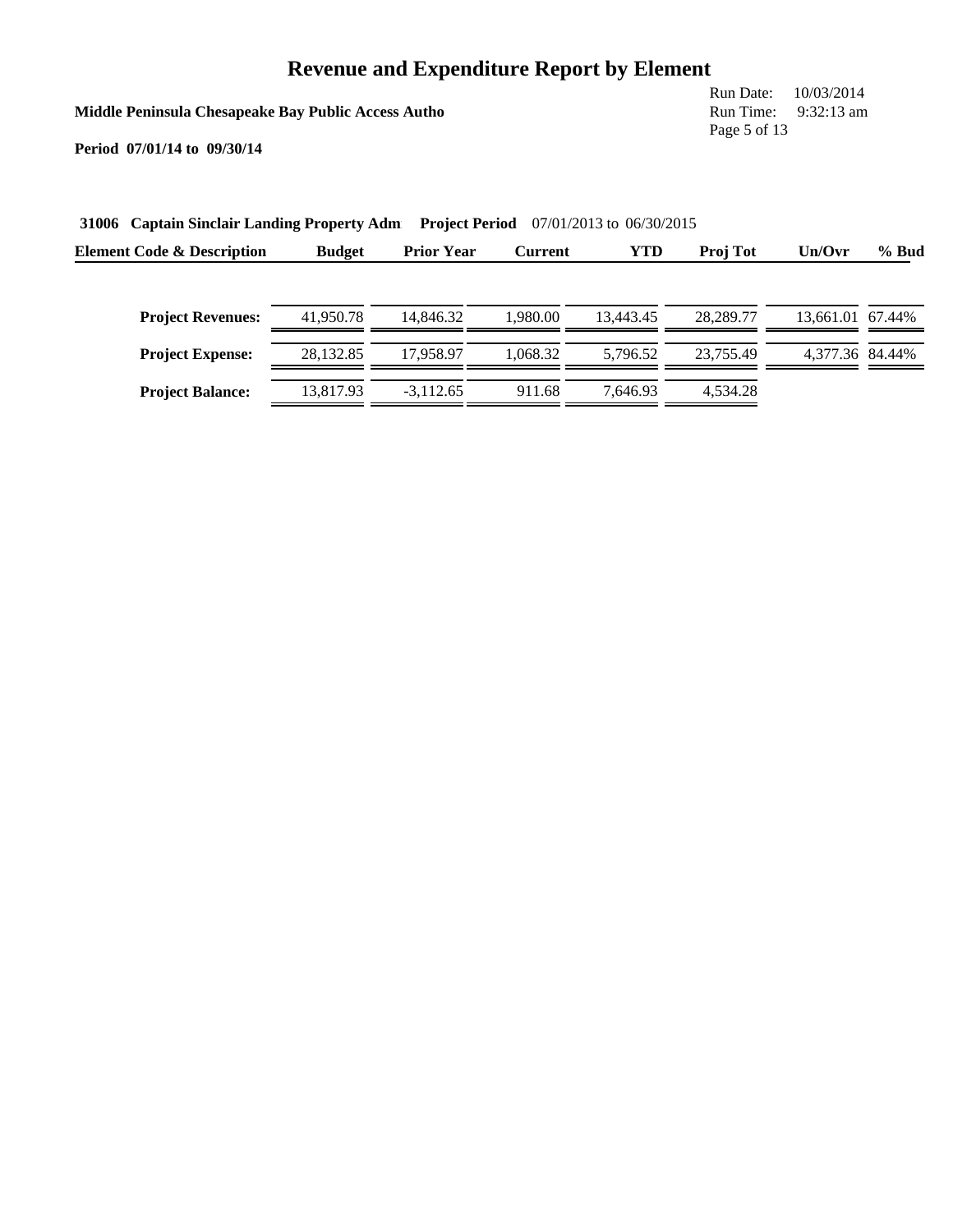# Revenue and Expenditure Report by Element

**Middle Peninsula Chesapeake Bay Public Access Autho**

Run Date: 10/03/2014
Run Time: 9:32:13 am

**Period 07/01/14 to 09/30/14**

**31006 Captain Sinclair Landing Property Adm** **Project Period** 07/01/2013 to 06/30/2015

| Element Code & Description | Budget | Prior Year | Current | YTD | Proj Tot | Un/Ovr | % Bud |
|---|---|---|---|---|---|---|---|
| **Project Revenues:** | 41,950.78 | 14,846.32 | 1,980.00 | 13,443.45 | 28,289.77 | 13,661.01 | 67.44% |
| **Project Expense:** | 28,132.85 | 17,958.97 | 1,068.32 | 5,796.52 | 23,755.49 | 4,377.36 | 84.44% |
| **Project Balance:** | 13,817.93 | -3,112.65 | 911.68 | 7,646.93 | 4,534.28 | | |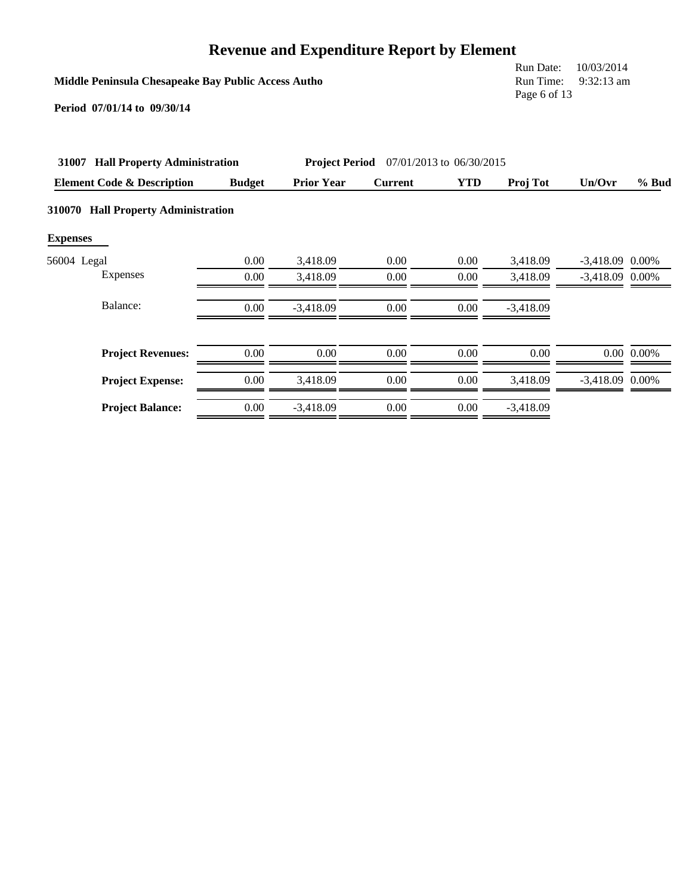# Revenue and Expenditure Report by Element

**Middle Peninsula Chesapeake Bay Public Access Autho**

Run Date: 10/03/2014
Run Time: 9:32:13 am

**Period 07/01/14 to 09/30/14**

**31007 Hall Property Administration** — **Project Period** 07/01/2013 to 06/30/2015

| Element Code & Description | Budget | Prior Year | Current | YTD | Proj Tot | Un/Ovr | % Bud |
|---|---|---|---|---|---|---|---|
| **310070 Hall Property Administration** | | | | | | | |
| **Expenses** | | | | | | | |
| 56004 Legal | 0.00 | 3,418.09 | 0.00 | 0.00 | 3,418.09 | -3,418.09 | 0.00% |
| Expenses | 0.00 | 3,418.09 | 0.00 | 0.00 | 3,418.09 | -3,418.09 | 0.00% |
| Balance: | 0.00 | -3,418.09 | 0.00 | 0.00 | -3,418.09 | | |
| **Project Revenues:** | 0.00 | 0.00 | 0.00 | 0.00 | 0.00 | 0.00 | 0.00% |
| **Project Expense:** | 0.00 | 3,418.09 | 0.00 | 0.00 | 3,418.09 | -3,418.09 | 0.00% |
| **Project Balance:** | 0.00 | -3,418.09 | 0.00 | 0.00 | -3,418.09 | | |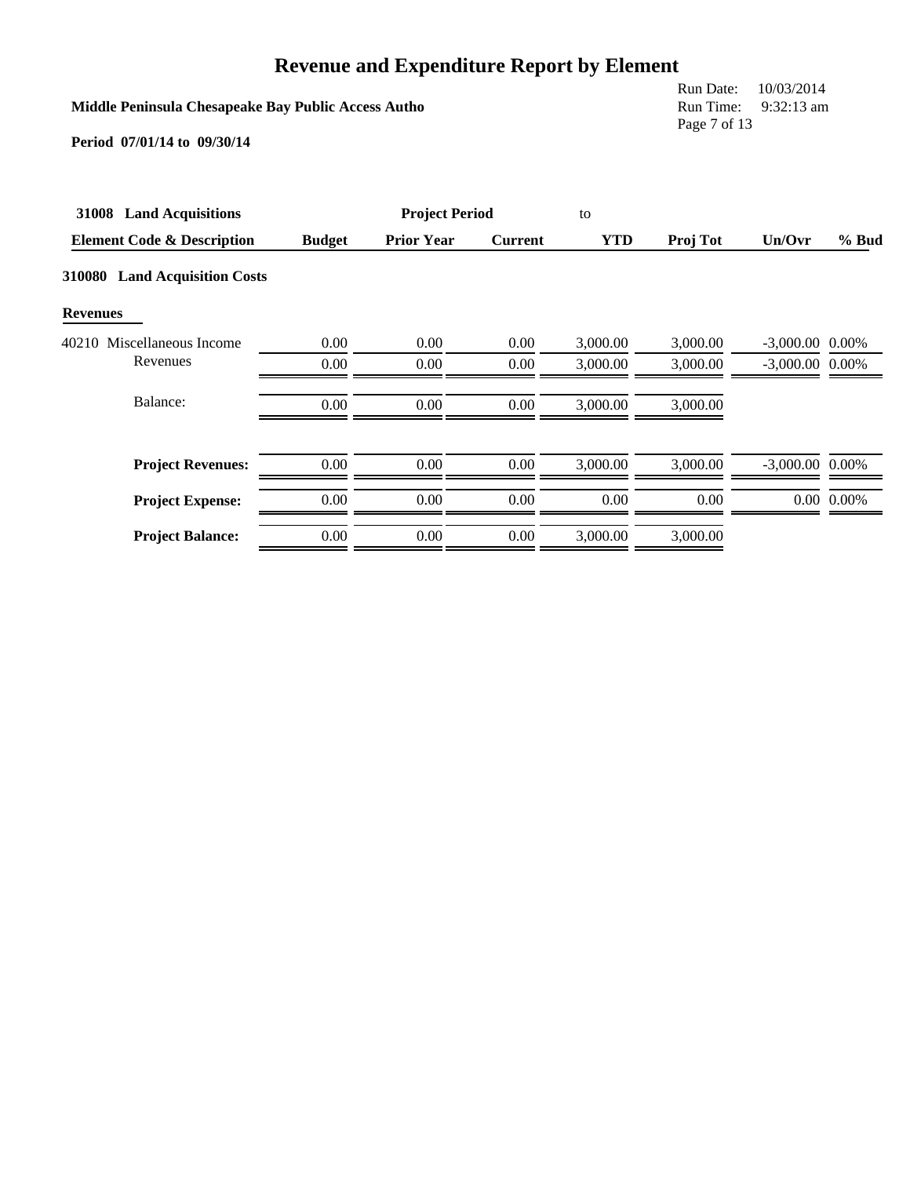# Revenue and Expenditure Report by Element

**Middle Peninsula Chesapeake Bay Public Access Autho**

Run Date: 10/03/2014
Run Time: 9:32:13 am

**Period 07/01/14 to 09/30/14**

**31008 Land Acquisitions** — **Project Period** to

| Element Code & Description | Budget | Prior Year | Current | YTD | Proj Tot | Un/Ovr | % Bud |
|---|---|---|---|---|---|---|---|
| **310080 Land Acquisition Costs** | | | | | | | |
| **Revenues** | | | | | | | |
| 40210 Miscellaneous Income | 0.00 | 0.00 | 0.00 | 3,000.00 | 3,000.00 | -3,000.00 | 0.00% |
| Revenues | 0.00 | 0.00 | 0.00 | 3,000.00 | 3,000.00 | -3,000.00 | 0.00% |
| Balance: | 0.00 | 0.00 | 0.00 | 3,000.00 | 3,000.00 | | |
| **Project Revenues:** | 0.00 | 0.00 | 0.00 | 3,000.00 | 3,000.00 | -3,000.00 | 0.00% |
| **Project Expense:** | 0.00 | 0.00 | 0.00 | 0.00 | 0.00 | 0.00 | 0.00% |
| **Project Balance:** | 0.00 | 0.00 | 0.00 | 3,000.00 | 3,000.00 | | |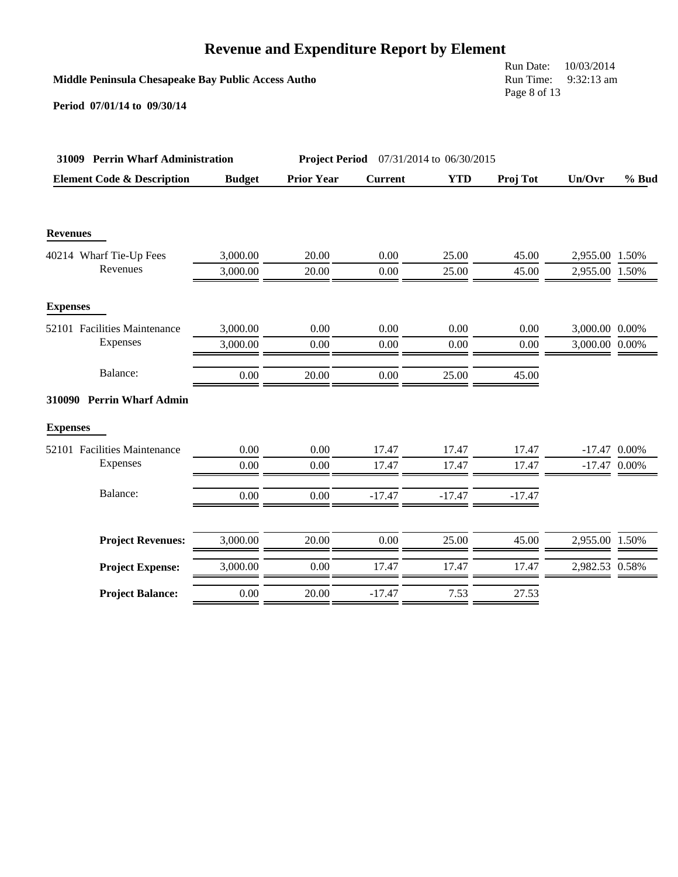# Revenue and Expenditure Report by Element

**Middle Peninsula Chesapeake Bay Public Access Autho**

Run Date: 10/03/2014
Run Time: 9:32:13 am

**Period 07/01/14 to 09/30/14**

**31009 Perrin Wharf Administration** — **Project Period** 07/31/2014 to 06/30/2015

| Element Code & Description | Budget | Prior Year | Current | YTD | Proj Tot | Un/Ovr | % Bud |
|---|---|---|---|---|---|---|---|
| **Revenues** | | | | | | | |
| 40214 Wharf Tie-Up Fees | 3,000.00 | 20.00 | 0.00 | 25.00 | 45.00 | 2,955.00 | 1.50% |
| Revenues | 3,000.00 | 20.00 | 0.00 | 25.00 | 45.00 | 2,955.00 | 1.50% |
| **Expenses** | | | | | | | |
| 52101 Facilities Maintenance | 3,000.00 | 0.00 | 0.00 | 0.00 | 0.00 | 3,000.00 | 0.00% |
| Expenses | 3,000.00 | 0.00 | 0.00 | 0.00 | 0.00 | 3,000.00 | 0.00% |
| Balance: | 0.00 | 20.00 | 0.00 | 25.00 | 45.00 | | |
| **310090 Perrin Wharf Admin** | | | | | | | |
| **Expenses** | | | | | | | |
| 52101 Facilities Maintenance | 0.00 | 0.00 | 17.47 | 17.47 | 17.47 | -17.47 | 0.00% |
| Expenses | 0.00 | 0.00 | 17.47 | 17.47 | 17.47 | -17.47 | 0.00% |
| Balance: | 0.00 | 0.00 | -17.47 | -17.47 | -17.47 | | |
| **Project Revenues:** | 3,000.00 | 20.00 | 0.00 | 25.00 | 45.00 | 2,955.00 | 1.50% |
| **Project Expense:** | 3,000.00 | 0.00 | 17.47 | 17.47 | 17.47 | 2,982.53 | 0.58% |
| **Project Balance:** | 0.00 | 20.00 | -17.47 | 7.53 | 27.53 | | |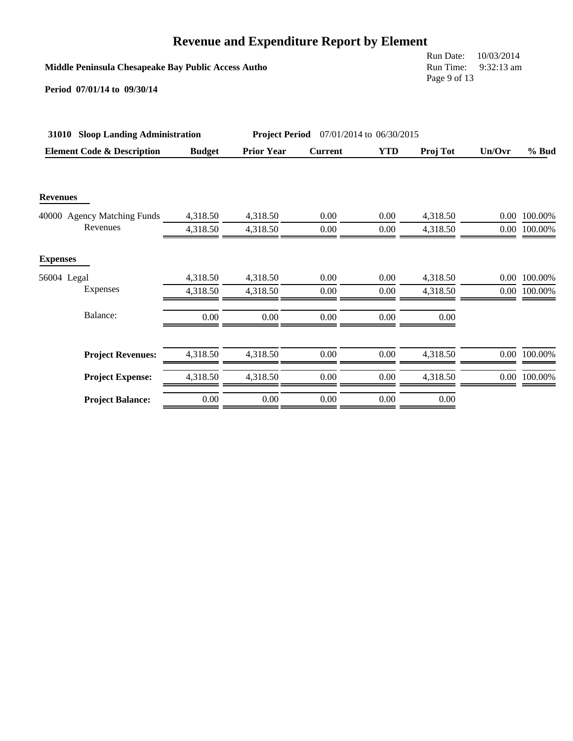# Revenue and Expenditure Report by Element

**Middle Peninsula Chesapeake Bay Public Access Autho**

Run Date: 10/03/2014
Run Time: 9:32:13 am

**Period 07/01/14 to 09/30/14**

**31010 Sloop Landing Administration** — **Project Period** 07/01/2014 to 06/30/2015

| Element Code & Description | Budget | Prior Year | Current | YTD | Proj Tot | Un/Ovr | % Bud |
|---|---|---|---|---|---|---|---|
| **Revenues** | | | | | | | |
| 40000 Agency Matching Funds | 4,318.50 | 4,318.50 | 0.00 | 0.00 | 4,318.50 | 0.00 | 100.00% |
| Revenues | 4,318.50 | 4,318.50 | 0.00 | 0.00 | 4,318.50 | 0.00 | 100.00% |
| **Expenses** | | | | | | | |
| 56004 Legal | 4,318.50 | 4,318.50 | 0.00 | 0.00 | 4,318.50 | 0.00 | 100.00% |
| Expenses | 4,318.50 | 4,318.50 | 0.00 | 0.00 | 4,318.50 | 0.00 | 100.00% |
| Balance: | 0.00 | 0.00 | 0.00 | 0.00 | 0.00 | | |
| **Project Revenues:** | 4,318.50 | 4,318.50 | 0.00 | 0.00 | 4,318.50 | 0.00 | 100.00% |
| **Project Expense:** | 4,318.50 | 4,318.50 | 0.00 | 0.00 | 4,318.50 | 0.00 | 100.00% |
| **Project Balance:** | 0.00 | 0.00 | 0.00 | 0.00 | 0.00 | | |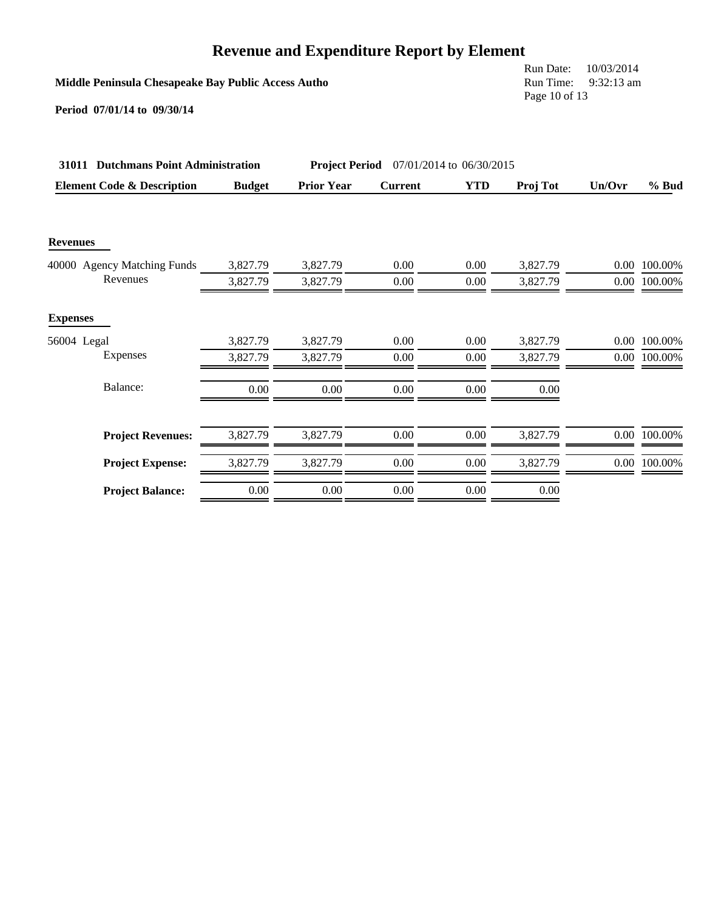# Revenue and Expenditure Report by Element

**Middle Peninsula Chesapeake Bay Public Access Autho**

Run Date: 10/03/2014
Run Time: 9:32:13 am

**Period 07/01/14 to 09/30/14**

**31011 Dutchmans Point Administration** **Project Period** 07/01/2014 to 06/30/2015

| Element Code & Description | Budget | Prior Year | Current | YTD | Proj Tot | Un/Ovr | % Bud |
|---|---|---|---|---|---|---|---|
| **Revenues** | | | | | | | |
| 40000 Agency Matching Funds | 3,827.79 | 3,827.79 | 0.00 | 0.00 | 3,827.79 | 0.00 | 100.00% |
| Revenues | 3,827.79 | 3,827.79 | 0.00 | 0.00 | 3,827.79 | 0.00 | 100.00% |
| **Expenses** | | | | | | | |
| 56004 Legal | 3,827.79 | 3,827.79 | 0.00 | 0.00 | 3,827.79 | 0.00 | 100.00% |
| Expenses | 3,827.79 | 3,827.79 | 0.00 | 0.00 | 3,827.79 | 0.00 | 100.00% |
| Balance: | 0.00 | 0.00 | 0.00 | 0.00 | 0.00 | | |
| **Project Revenues:** | 3,827.79 | 3,827.79 | 0.00 | 0.00 | 3,827.79 | 0.00 | 100.00% |
| **Project Expense:** | 3,827.79 | 3,827.79 | 0.00 | 0.00 | 3,827.79 | 0.00 | 100.00% |
| **Project Balance:** | 0.00 | 0.00 | 0.00 | 0.00 | 0.00 | | |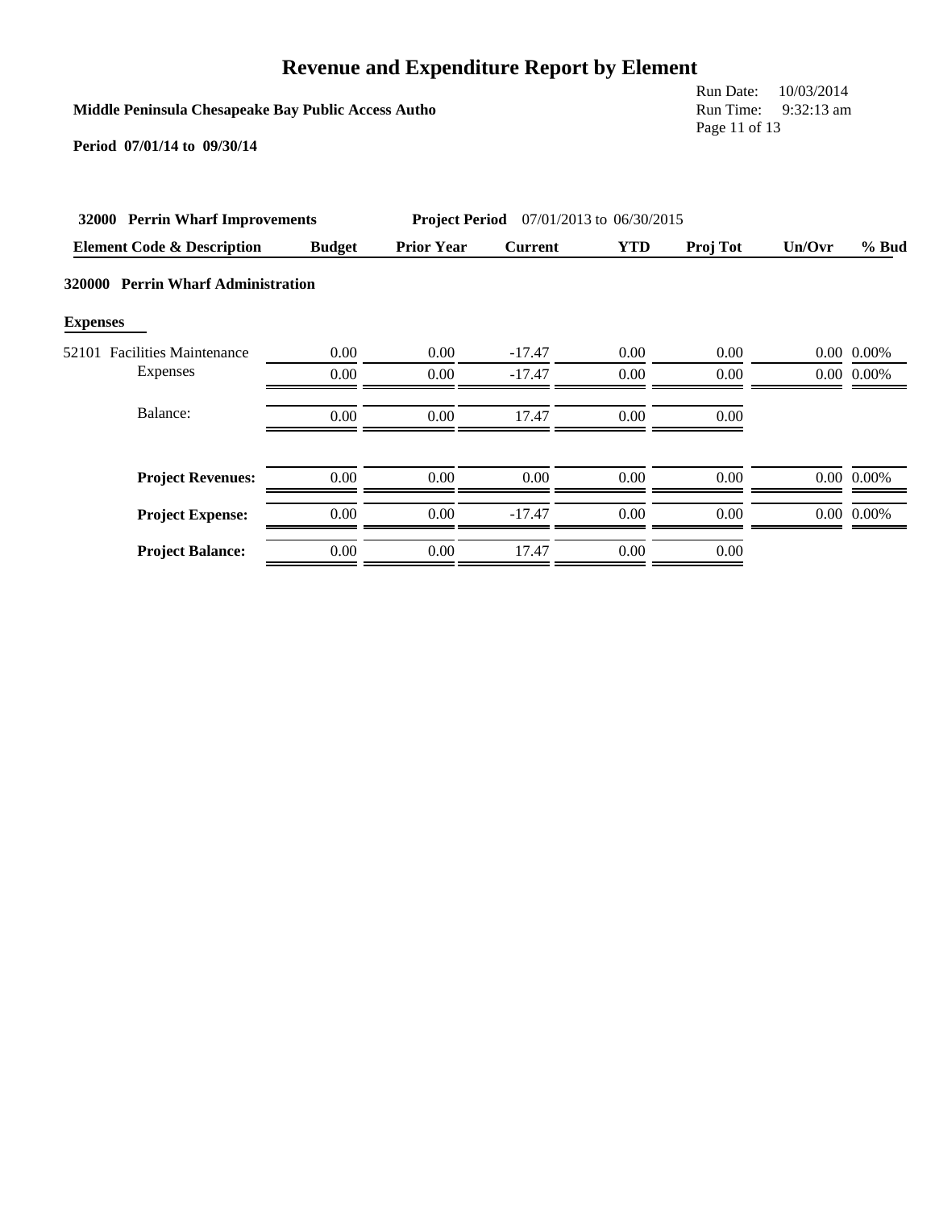# Revenue and Expenditure Report by Element

**Middle Peninsula Chesapeake Bay Public Access Autho**

Run Date: 10/03/2014
Run Time: 9:32:13 am

**Period 07/01/14 to 09/30/14**

**32000 Perrin Wharf Improvements** **Project Period** 07/01/2013 to 06/30/2015

| Element Code & Description | Budget | Prior Year | Current | YTD | Proj Tot | Un/Ovr | % Bud |
|---|---|---|---|---|---|---|---|
| **320000 Perrin Wharf Administration** | | | | | | | |
| **Expenses** | | | | | | | |
| 52101 Facilities Maintenance | 0.00 | 0.00 | -17.47 | 0.00 | 0.00 | 0.00 | 0.00% |
| Expenses | 0.00 | 0.00 | -17.47 | 0.00 | 0.00 | 0.00 | 0.00% |
| Balance: | 0.00 | 0.00 | 17.47 | 0.00 | 0.00 | | |
| **Project Revenues:** | 0.00 | 0.00 | 0.00 | 0.00 | 0.00 | 0.00 | 0.00% |
| **Project Expense:** | 0.00 | 0.00 | -17.47 | 0.00 | 0.00 | 0.00 | 0.00% |
| **Project Balance:** | 0.00 | 0.00 | 17.47 | 0.00 | 0.00 | | |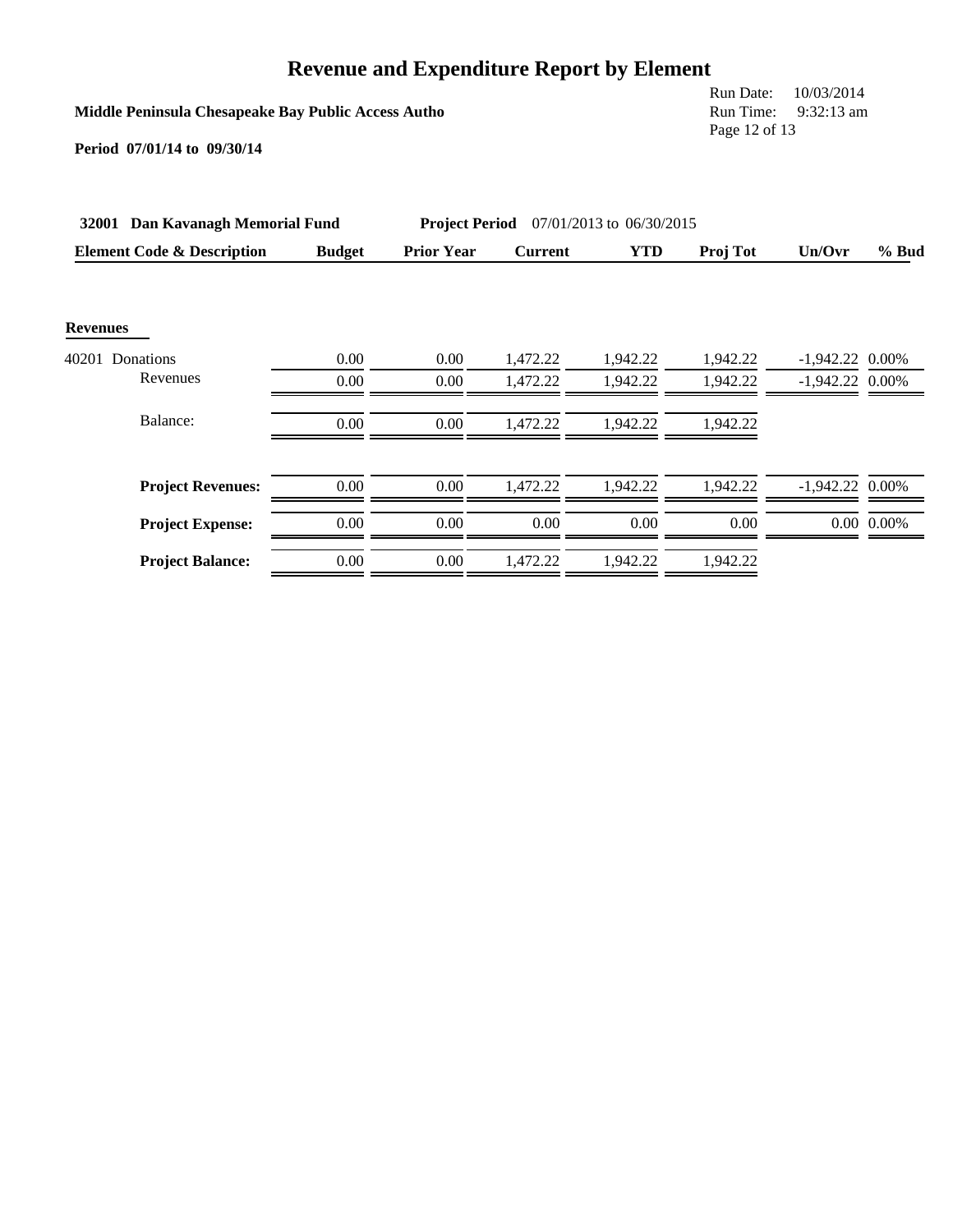# Revenue and Expenditure Report by Element

**Middle Peninsula Chesapeake Bay Public Access Autho**

Run Date: 10/03/2014
Run Time: 9:32:13 am

**Period 07/01/14 to 09/30/14**

**32001 Dan Kavanagh Memorial Fund** **Project Period** 07/01/2013 to 06/30/2015

| Element Code & Description | Budget | Prior Year | Current | YTD | Proj Tot | Un/Ovr | % Bud |
|---|---|---|---|---|---|---|---|
| **Revenues** | | | | | | | |
| 40201 Donations | 0.00 | 0.00 | 1,472.22 | 1,942.22 | 1,942.22 | -1,942.22 | 0.00% |
| Revenues | 0.00 | 0.00 | 1,472.22 | 1,942.22 | 1,942.22 | -1,942.22 | 0.00% |
| Balance: | 0.00 | 0.00 | 1,472.22 | 1,942.22 | 1,942.22 | | |
| **Project Revenues:** | 0.00 | 0.00 | 1,472.22 | 1,942.22 | 1,942.22 | -1,942.22 | 0.00% |
| **Project Expense:** | 0.00 | 0.00 | 0.00 | 0.00 | 0.00 | 0.00 | 0.00% |
| **Project Balance:** | 0.00 | 0.00 | 1,472.22 | 1,942.22 | 1,942.22 | | |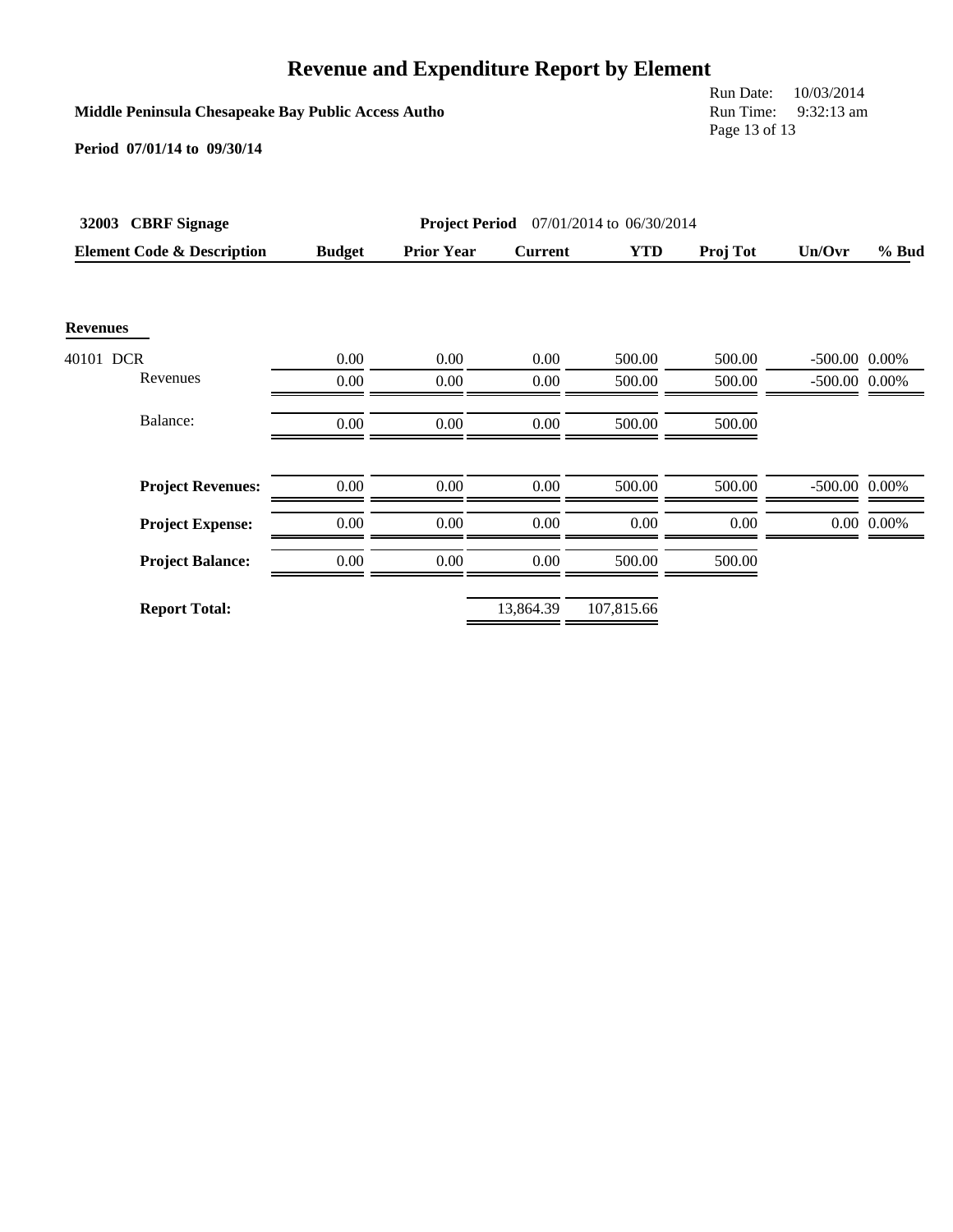# Revenue and Expenditure Report by Element

**Middle Peninsula Chesapeake Bay Public Access Autho**

Run Date: 10/03/2014
Run Time: 9:32:13 am

**Period 07/01/14 to 09/30/14**

**32003 CBRF Signage** **Project Period** 07/01/2014 to 06/30/2014

| Element Code & Description | Budget | Prior Year | Current | YTD | Proj Tot | Un/Ovr | % Bud |
|---|---|---|---|---|---|---|---|
| **Revenues** | | | | | | | |
| 40101 DCR | 0.00 | 0.00 | 0.00 | 500.00 | 500.00 | -500.00 | 0.00% |
| Revenues | 0.00 | 0.00 | 0.00 | 500.00 | 500.00 | -500.00 | 0.00% |
| Balance: | 0.00 | 0.00 | 0.00 | 500.00 | 500.00 | | |
| **Project Revenues:** | 0.00 | 0.00 | 0.00 | 500.00 | 500.00 | -500.00 | 0.00% |
| **Project Expense:** | 0.00 | 0.00 | 0.00 | 0.00 | 0.00 | 0.00 | 0.00% |
| **Project Balance:** | 0.00 | 0.00 | 0.00 | 500.00 | 500.00 | | |
| **Report Total:** | | | 13,864.39 | 107,815.66 | | | |